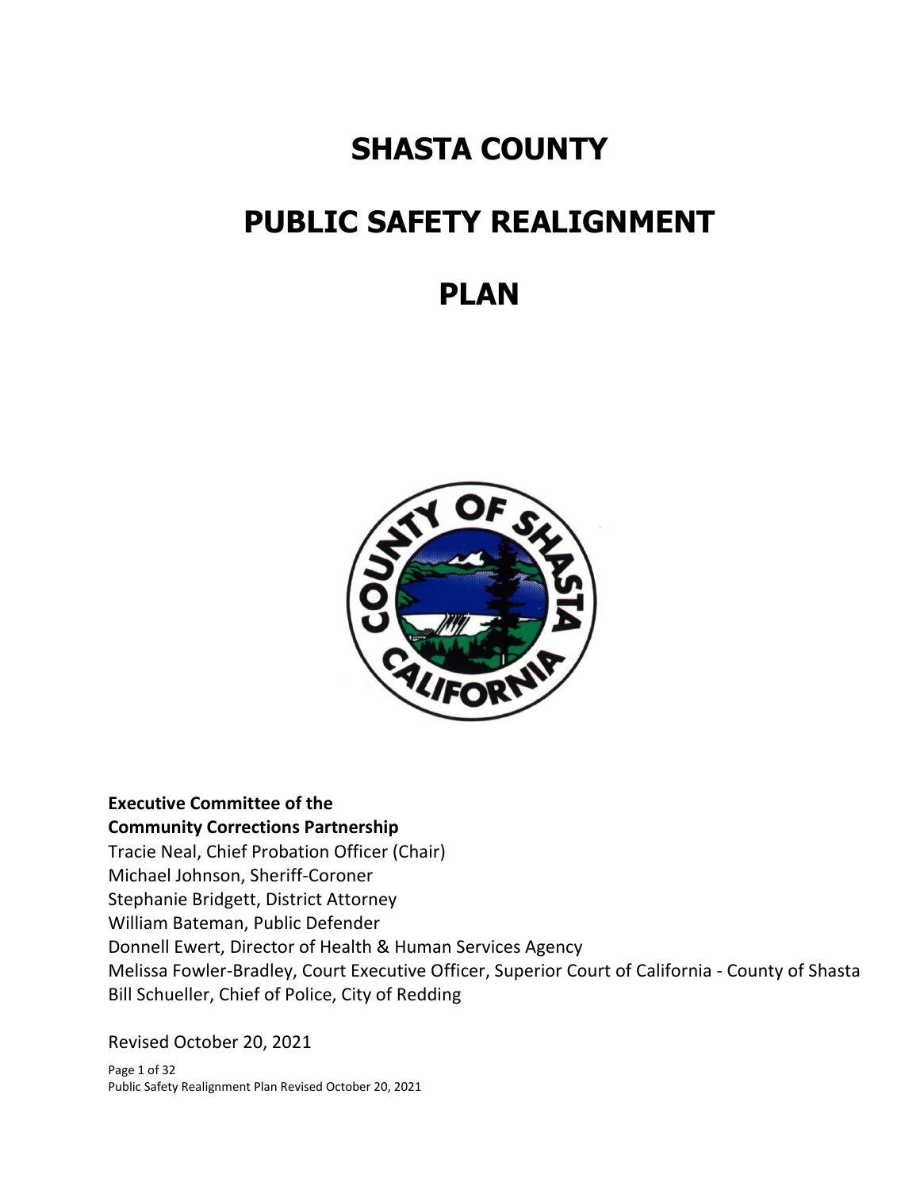# SHASTA COUNTY

# PUBLIC SAFETY REALIGNMENT

# PLAN

**Executive Committee of the**
**Community Corrections Partnership**
Tracie Neal, Chief Probation Officer (Chair)
Michael Johnson, Sheriff-Coroner
Stephanie Bridgett, District Attorney
William Bateman, Public Defender
Donnell Ewert, Director of Health & Human Services Agency
Melissa Fowler-Bradley, Court Executive Officer, Superior Court of California - County of Shasta
Bill Schueller, Chief of Police, City of Redding

Revised October 20, 2021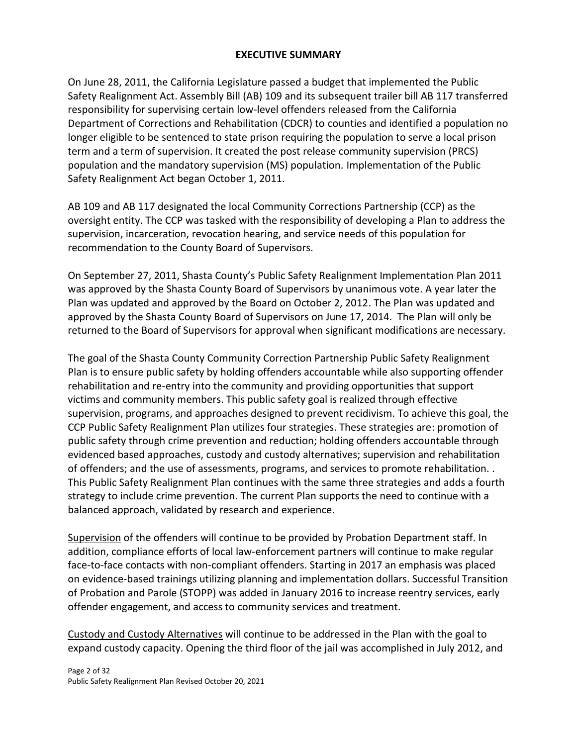## EXECUTIVE SUMMARY

On June 28, 2011, the California Legislature passed a budget that implemented the Public Safety Realignment Act. Assembly Bill (AB) 109 and its subsequent trailer bill AB 117 transferred responsibility for supervising certain low-level offenders released from the California Department of Corrections and Rehabilitation (CDCR) to counties and identified a population no longer eligible to be sentenced to state prison requiring the population to serve a local prison term and a term of supervision. It created the post release community supervision (PRCS) population and the mandatory supervision (MS) population. Implementation of the Public Safety Realignment Act began October 1, 2011.

AB 109 and AB 117 designated the local Community Corrections Partnership (CCP) as the oversight entity. The CCP was tasked with the responsibility of developing a Plan to address the supervision, incarceration, revocation hearing, and service needs of this population for recommendation to the County Board of Supervisors.

On September 27, 2011, Shasta County's Public Safety Realignment Implementation Plan 2011 was approved by the Shasta County Board of Supervisors by unanimous vote. A year later the Plan was updated and approved by the Board on October 2, 2012. The Plan was updated and approved by the Shasta County Board of Supervisors on June 17, 2014. The Plan will only be returned to the Board of Supervisors for approval when significant modifications are necessary.

The goal of the Shasta County Community Correction Partnership Public Safety Realignment Plan is to ensure public safety by holding offenders accountable while also supporting offender rehabilitation and re-entry into the community and providing opportunities that support victims and community members. This public safety goal is realized through effective supervision, programs, and approaches designed to prevent recidivism. To achieve this goal, the CCP Public Safety Realignment Plan utilizes four strategies. These strategies are: promotion of public safety through crime prevention and reduction; holding offenders accountable through evidenced based approaches, custody and custody alternatives; supervision and rehabilitation of offenders; and the use of assessments, programs, and services to promote rehabilitation. . This Public Safety Realignment Plan continues with the same three strategies and adds a fourth strategy to include crime prevention. The current Plan supports the need to continue with a balanced approach, validated by research and experience.

<u>Supervision</u> of the offenders will continue to be provided by Probation Department staff. In addition, compliance efforts of local law-enforcement partners will continue to make regular face-to-face contacts with non-compliant offenders. Starting in 2017 an emphasis was placed on evidence-based trainings utilizing planning and implementation dollars. Successful Transition of Probation and Parole (STOPP) was added in January 2016 to increase reentry services, early offender engagement, and access to community services and treatment.

<u>Custody and Custody Alternatives</u> will continue to be addressed in the Plan with the goal to expand custody capacity. Opening the third floor of the jail was accomplished in July 2012, and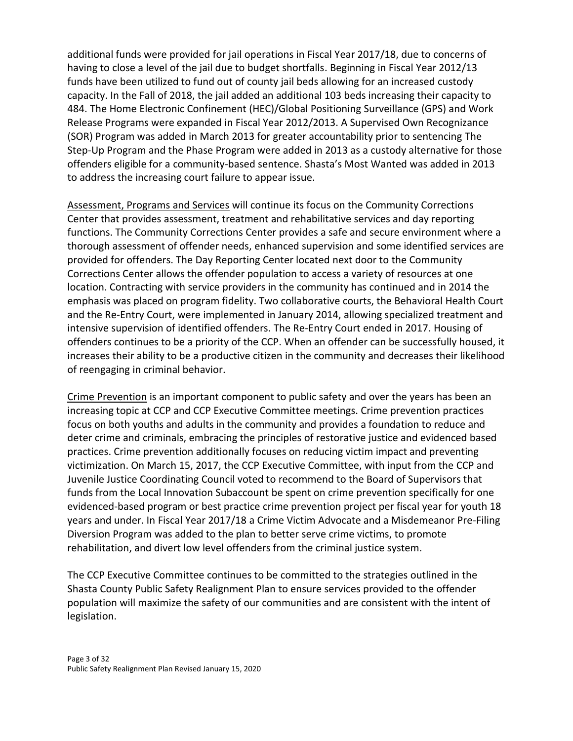additional funds were provided for jail operations in Fiscal Year 2017/18, due to concerns of having to close a level of the jail due to budget shortfalls. Beginning in Fiscal Year 2012/13 funds have been utilized to fund out of county jail beds allowing for an increased custody capacity. In the Fall of 2018, the jail added an additional 103 beds increasing their capacity to 484. The Home Electronic Confinement (HEC)/Global Positioning Surveillance (GPS) and Work Release Programs were expanded in Fiscal Year 2012/2013. A Supervised Own Recognizance (SOR) Program was added in March 2013 for greater accountability prior to sentencing The Step-Up Program and the Phase Program were added in 2013 as a custody alternative for those offenders eligible for a community-based sentence. Shasta's Most Wanted was added in 2013 to address the increasing court failure to appear issue.

<u>Assessment, Programs and Services</u> will continue its focus on the Community Corrections Center that provides assessment, treatment and rehabilitative services and day reporting functions. The Community Corrections Center provides a safe and secure environment where a thorough assessment of offender needs, enhanced supervision and some identified services are provided for offenders. The Day Reporting Center located next door to the Community Corrections Center allows the offender population to access a variety of resources at one location. Contracting with service providers in the community has continued and in 2014 the emphasis was placed on program fidelity. Two collaborative courts, the Behavioral Health Court and the Re-Entry Court, were implemented in January 2014, allowing specialized treatment and intensive supervision of identified offenders. The Re-Entry Court ended in 2017. Housing of offenders continues to be a priority of the CCP. When an offender can be successfully housed, it increases their ability to be a productive citizen in the community and decreases their likelihood of reengaging in criminal behavior.

<u>Crime Prevention</u> is an important component to public safety and over the years has been an increasing topic at CCP and CCP Executive Committee meetings. Crime prevention practices focus on both youths and adults in the community and provides a foundation to reduce and deter crime and criminals, embracing the principles of restorative justice and evidenced based practices. Crime prevention additionally focuses on reducing victim impact and preventing victimization. On March 15, 2017, the CCP Executive Committee, with input from the CCP and Juvenile Justice Coordinating Council voted to recommend to the Board of Supervisors that funds from the Local Innovation Subaccount be spent on crime prevention specifically for one evidenced-based program or best practice crime prevention project per fiscal year for youth 18 years and under. In Fiscal Year 2017/18 a Crime Victim Advocate and a Misdemeanor Pre-Filing Diversion Program was added to the plan to better serve crime victims, to promote rehabilitation, and divert low level offenders from the criminal justice system.

The CCP Executive Committee continues to be committed to the strategies outlined in the Shasta County Public Safety Realignment Plan to ensure services provided to the offender population will maximize the safety of our communities and are consistent with the intent of legislation.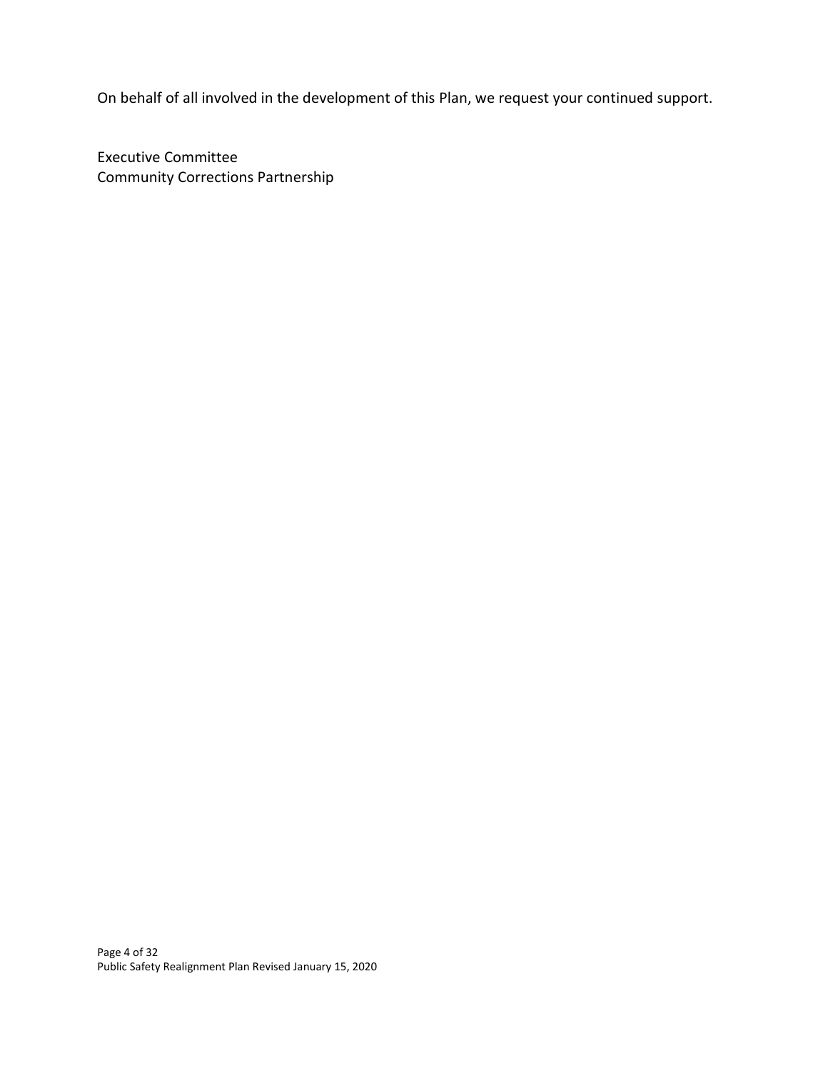On behalf of all involved in the development of this Plan, we request your continued support.

Executive Committee
Community Corrections Partnership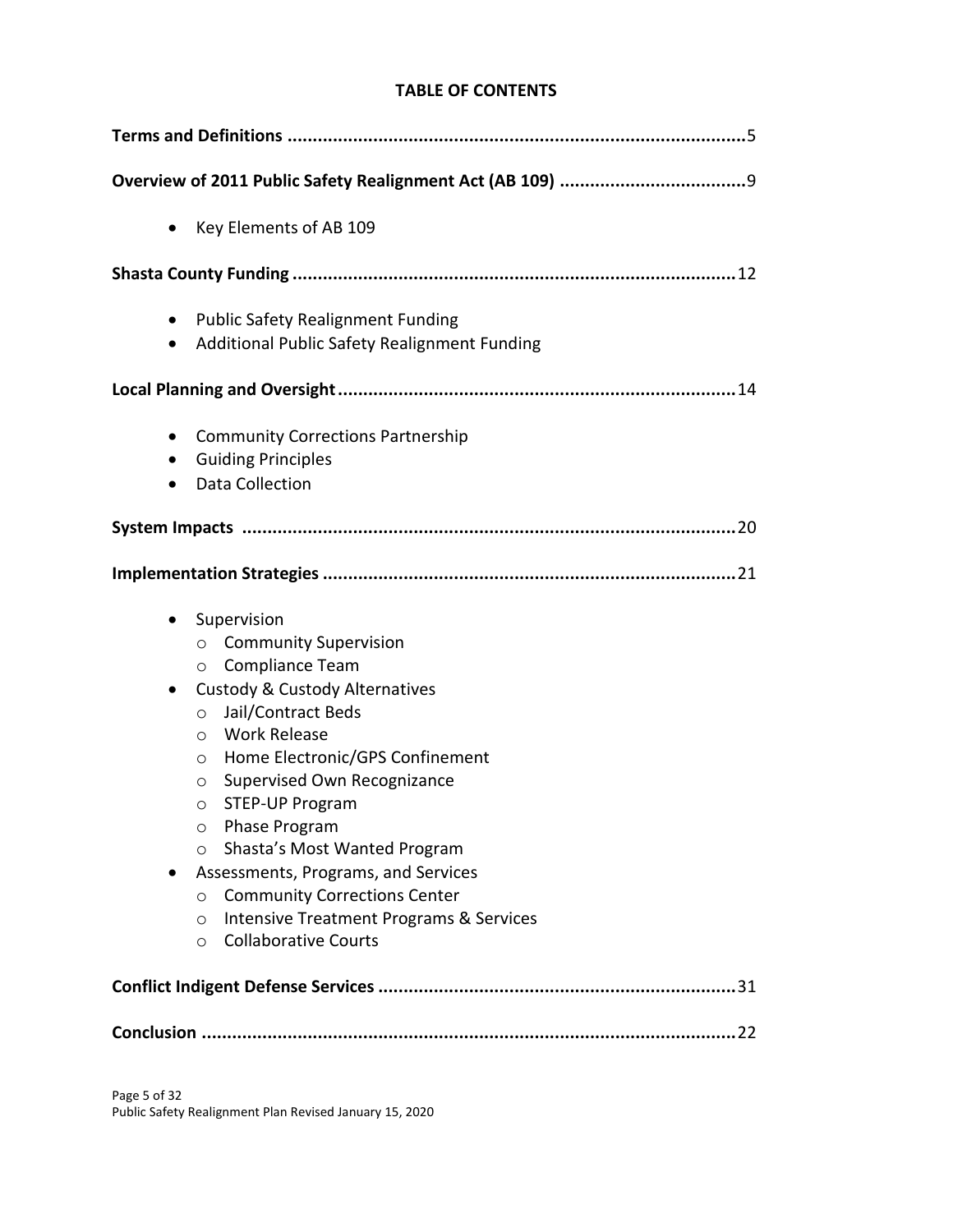# TABLE OF CONTENTS

**Terms and Definitions** .......................................................................................... 5

**Overview of 2011 Public Safety Realignment Act (AB 109)** ..................................... 9

- Key Elements of AB 109

**Shasta County Funding** ........................................................................................ 12

- Public Safety Realignment Funding
- Additional Public Safety Realignment Funding

**Local Planning and Oversight** .............................................................................. 14

- Community Corrections Partnership
- Guiding Principles
- Data Collection

**System Impacts** ................................................................................................. 20

**Implementation Strategies** ................................................................................. 21

- Supervision
  - Community Supervision
  - Compliance Team
- Custody & Custody Alternatives
  - Jail/Contract Beds
  - Work Release
  - Home Electronic/GPS Confinement
  - Supervised Own Recognizance
  - STEP-UP Program
  - Phase Program
  - Shasta's Most Wanted Program
- Assessments, Programs, and Services
  - Community Corrections Center
  - Intensive Treatment Programs & Services
  - Collaborative Courts

**Conflict Indigent Defense Services** ...................................................................... 31

**Conclusion** ......................................................................................................... 22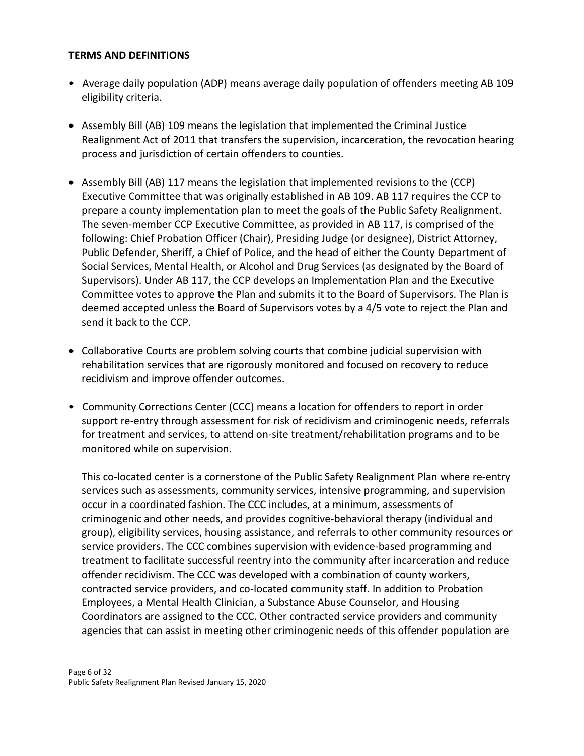**TERMS AND DEFINITIONS**

- Average daily population (ADP) means average daily population of offenders meeting AB 109 eligibility criteria.
- Assembly Bill (AB) 109 means the legislation that implemented the Criminal Justice Realignment Act of 2011 that transfers the supervision, incarceration, the revocation hearing process and jurisdiction of certain offenders to counties.
- Assembly Bill (AB) 117 means the legislation that implemented revisions to the (CCP) Executive Committee that was originally established in AB 109. AB 117 requires the CCP to prepare a county implementation plan to meet the goals of the Public Safety Realignment. The seven-member CCP Executive Committee, as provided in AB 117, is comprised of the following: Chief Probation Officer (Chair), Presiding Judge (or designee), District Attorney, Public Defender, Sheriff, a Chief of Police, and the head of either the County Department of Social Services, Mental Health, or Alcohol and Drug Services (as designated by the Board of Supervisors). Under AB 117, the CCP develops an Implementation Plan and the Executive Committee votes to approve the Plan and submits it to the Board of Supervisors. The Plan is deemed accepted unless the Board of Supervisors votes by a 4/5 vote to reject the Plan and send it back to the CCP.
- Collaborative Courts are problem solving courts that combine judicial supervision with rehabilitation services that are rigorously monitored and focused on recovery to reduce recidivism and improve offender outcomes.
- Community Corrections Center (CCC) means a location for offenders to report in order support re-entry through assessment for risk of recidivism and criminogenic needs, referrals for treatment and services, to attend on-site treatment/rehabilitation programs and to be monitored while on supervision.

  This co-located center is a cornerstone of the Public Safety Realignment Plan where re-entry services such as assessments, community services, intensive programming, and supervision occur in a coordinated fashion. The CCC includes, at a minimum, assessments of criminogenic and other needs, and provides cognitive-behavioral therapy (individual and group), eligibility services, housing assistance, and referrals to other community resources or service providers. The CCC combines supervision with evidence-based programming and treatment to facilitate successful reentry into the community after incarceration and reduce offender recidivism. The CCC was developed with a combination of county workers, contracted service providers, and co-located community staff. In addition to Probation Employees, a Mental Health Clinician, a Substance Abuse Counselor, and Housing Coordinators are assigned to the CCC. Other contracted service providers and community agencies that can assist in meeting other criminogenic needs of this offender population are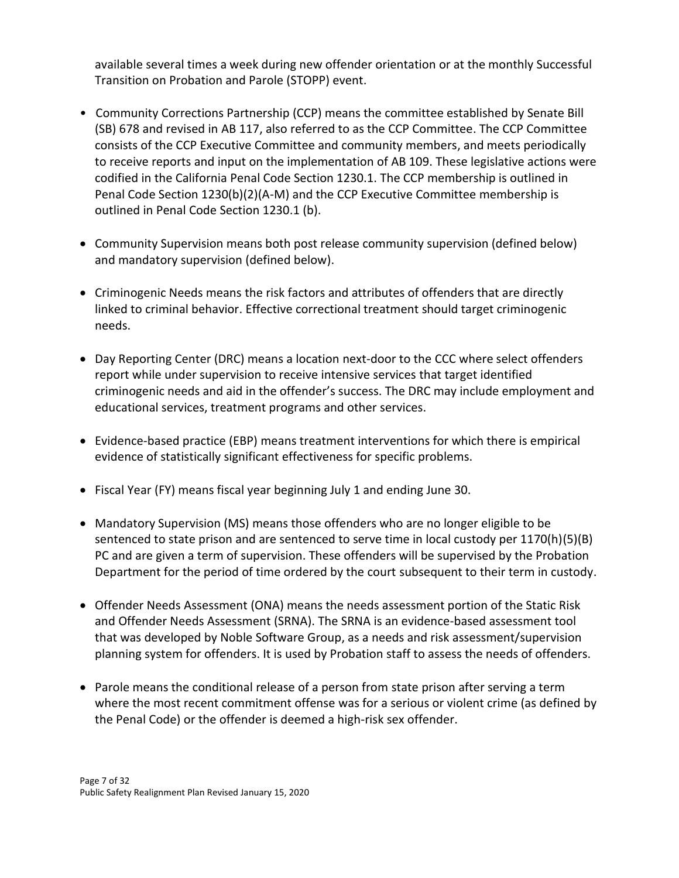available several times a week during new offender orientation or at the monthly Successful Transition on Probation and Parole (STOPP) event.

- Community Corrections Partnership (CCP) means the committee established by Senate Bill (SB) 678 and revised in AB 117, also referred to as the CCP Committee. The CCP Committee consists of the CCP Executive Committee and community members, and meets periodically to receive reports and input on the implementation of AB 109. These legislative actions were codified in the California Penal Code Section 1230.1. The CCP membership is outlined in Penal Code Section 1230(b)(2)(A-M) and the CCP Executive Committee membership is outlined in Penal Code Section 1230.1 (b).

- Community Supervision means both post release community supervision (defined below) and mandatory supervision (defined below).

- Criminogenic Needs means the risk factors and attributes of offenders that are directly linked to criminal behavior. Effective correctional treatment should target criminogenic needs.

- Day Reporting Center (DRC) means a location next-door to the CCC where select offenders report while under supervision to receive intensive services that target identified criminogenic needs and aid in the offender's success. The DRC may include employment and educational services, treatment programs and other services.

- Evidence-based practice (EBP) means treatment interventions for which there is empirical evidence of statistically significant effectiveness for specific problems.

- Fiscal Year (FY) means fiscal year beginning July 1 and ending June 30.

- Mandatory Supervision (MS) means those offenders who are no longer eligible to be sentenced to state prison and are sentenced to serve time in local custody per 1170(h)(5)(B) PC and are given a term of supervision. These offenders will be supervised by the Probation Department for the period of time ordered by the court subsequent to their term in custody.

- Offender Needs Assessment (ONA) means the needs assessment portion of the Static Risk and Offender Needs Assessment (SRNA). The SRNA is an evidence-based assessment tool that was developed by Noble Software Group, as a needs and risk assessment/supervision planning system for offenders. It is used by Probation staff to assess the needs of offenders.

- Parole means the conditional release of a person from state prison after serving a term where the most recent commitment offense was for a serious or violent crime (as defined by the Penal Code) or the offender is deemed a high-risk sex offender.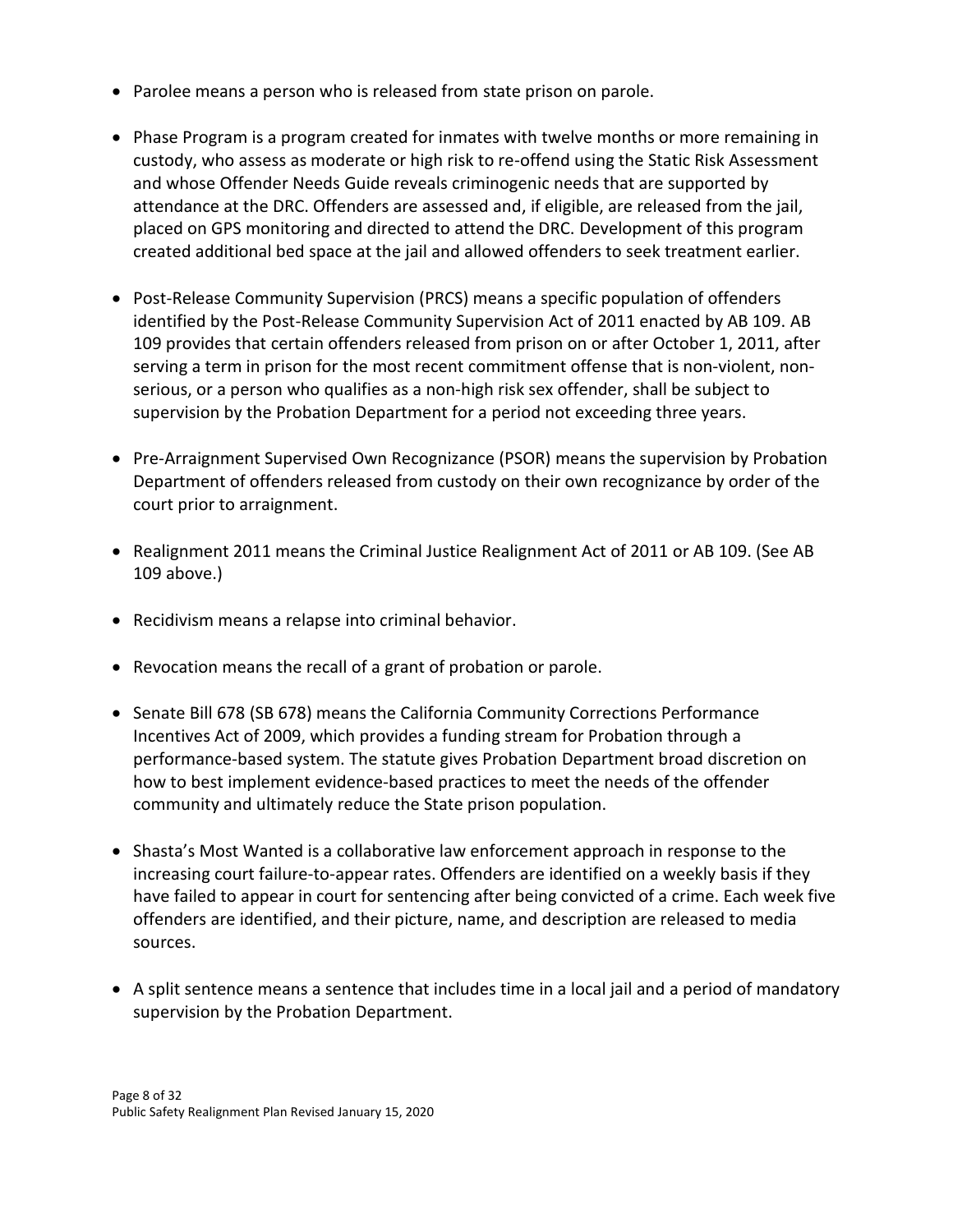- Parolee means a person who is released from state prison on parole.

- Phase Program is a program created for inmates with twelve months or more remaining in custody, who assess as moderate or high risk to re-offend using the Static Risk Assessment and whose Offender Needs Guide reveals criminogenic needs that are supported by attendance at the DRC. Offenders are assessed and, if eligible, are released from the jail, placed on GPS monitoring and directed to attend the DRC. Development of this program created additional bed space at the jail and allowed offenders to seek treatment earlier.

- Post-Release Community Supervision (PRCS) means a specific population of offenders identified by the Post-Release Community Supervision Act of 2011 enacted by AB 109. AB 109 provides that certain offenders released from prison on or after October 1, 2011, after serving a term in prison for the most recent commitment offense that is non-violent, non-serious, or a person who qualifies as a non-high risk sex offender, shall be subject to supervision by the Probation Department for a period not exceeding three years.

- Pre-Arraignment Supervised Own Recognizance (PSOR) means the supervision by Probation Department of offenders released from custody on their own recognizance by order of the court prior to arraignment.

- Realignment 2011 means the Criminal Justice Realignment Act of 2011 or AB 109. (See AB 109 above.)

- Recidivism means a relapse into criminal behavior.

- Revocation means the recall of a grant of probation or parole.

- Senate Bill 678 (SB 678) means the California Community Corrections Performance Incentives Act of 2009, which provides a funding stream for Probation through a performance-based system. The statute gives Probation Department broad discretion on how to best implement evidence-based practices to meet the needs of the offender community and ultimately reduce the State prison population.

- Shasta's Most Wanted is a collaborative law enforcement approach in response to the increasing court failure-to-appear rates. Offenders are identified on a weekly basis if they have failed to appear in court for sentencing after being convicted of a crime. Each week five offenders are identified, and their picture, name, and description are released to media sources.

- A split sentence means a sentence that includes time in a local jail and a period of mandatory supervision by the Probation Department.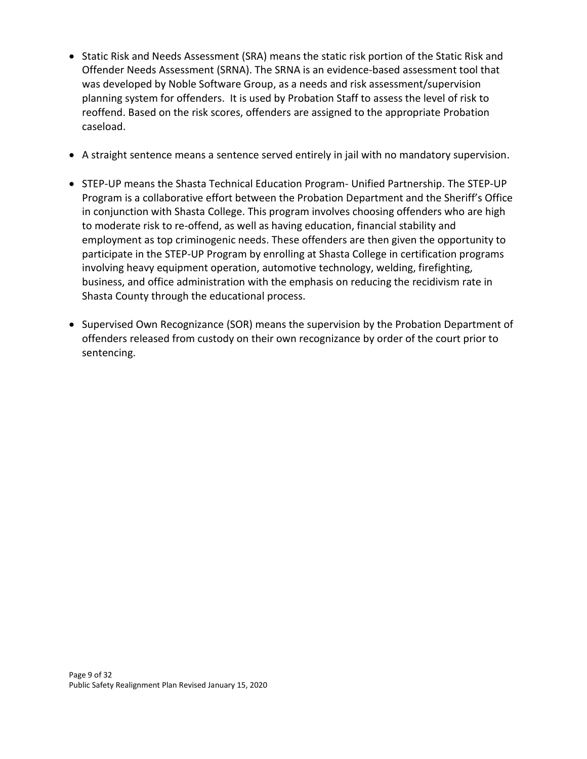- Static Risk and Needs Assessment (SRA) means the static risk portion of the Static Risk and Offender Needs Assessment (SRNA). The SRNA is an evidence-based assessment tool that was developed by Noble Software Group, as a needs and risk assessment/supervision planning system for offenders. It is used by Probation Staff to assess the level of risk to reoffend. Based on the risk scores, offenders are assigned to the appropriate Probation caseload.

- A straight sentence means a sentence served entirely in jail with no mandatory supervision.

- STEP-UP means the Shasta Technical Education Program- Unified Partnership. The STEP-UP Program is a collaborative effort between the Probation Department and the Sheriff's Office in conjunction with Shasta College. This program involves choosing offenders who are high to moderate risk to re-offend, as well as having education, financial stability and employment as top criminogenic needs. These offenders are then given the opportunity to participate in the STEP-UP Program by enrolling at Shasta College in certification programs involving heavy equipment operation, automotive technology, welding, firefighting, business, and office administration with the emphasis on reducing the recidivism rate in Shasta County through the educational process.

- Supervised Own Recognizance (SOR) means the supervision by the Probation Department of offenders released from custody on their own recognizance by order of the court prior to sentencing.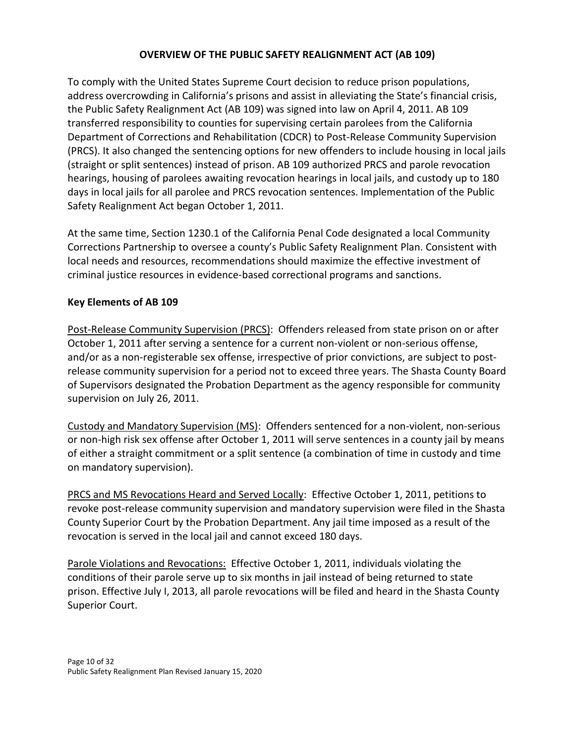## OVERVIEW OF THE PUBLIC SAFETY REALIGNMENT ACT (AB 109)

To comply with the United States Supreme Court decision to reduce prison populations, address overcrowding in California's prisons and assist in alleviating the State's financial crisis, the Public Safety Realignment Act (AB 109) was signed into law on April 4, 2011. AB 109 transferred responsibility to counties for supervising certain parolees from the California Department of Corrections and Rehabilitation (CDCR) to Post-Release Community Supervision (PRCS). It also changed the sentencing options for new offenders to include housing in local jails (straight or split sentences) instead of prison. AB 109 authorized PRCS and parole revocation hearings, housing of parolees awaiting revocation hearings in local jails, and custody up to 180 days in local jails for all parolee and PRCS revocation sentences. Implementation of the Public Safety Realignment Act began October 1, 2011.

At the same time, Section 1230.1 of the California Penal Code designated a local Community Corrections Partnership to oversee a county's Public Safety Realignment Plan. Consistent with local needs and resources, recommendations should maximize the effective investment of criminal justice resources in evidence-based correctional programs and sanctions.

### Key Elements of AB 109

Post-Release Community Supervision (PRCS): Offenders released from state prison on or after October 1, 2011 after serving a sentence for a current non-violent or non-serious offense, and/or as a non-registerable sex offense, irrespective of prior convictions, are subject to post-release community supervision for a period not to exceed three years. The Shasta County Board of Supervisors designated the Probation Department as the agency responsible for community supervision on July 26, 2011.

Custody and Mandatory Supervision (MS): Offenders sentenced for a non-violent, non-serious or non-high risk sex offense after October 1, 2011 will serve sentences in a county jail by means of either a straight commitment or a split sentence (a combination of time in custody and time on mandatory supervision).

PRCS and MS Revocations Heard and Served Locally: Effective October 1, 2011, petitions to revoke post-release community supervision and mandatory supervision were filed in the Shasta County Superior Court by the Probation Department. Any jail time imposed as a result of the revocation is served in the local jail and cannot exceed 180 days.

Parole Violations and Revocations: Effective October 1, 2011, individuals violating the conditions of their parole serve up to six months in jail instead of being returned to state prison. Effective July I, 2013, all parole revocations will be filed and heard in the Shasta County Superior Court.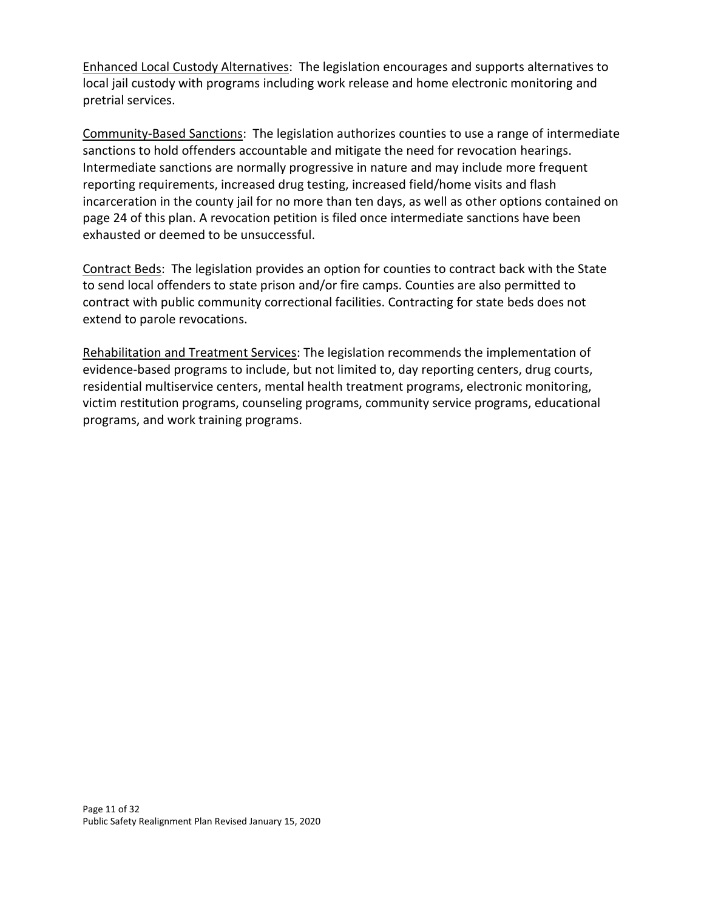<u>Enhanced Local Custody Alternatives</u>: The legislation encourages and supports alternatives to local jail custody with programs including work release and home electronic monitoring and pretrial services.

<u>Community-Based Sanctions</u>: The legislation authorizes counties to use a range of intermediate sanctions to hold offenders accountable and mitigate the need for revocation hearings. Intermediate sanctions are normally progressive in nature and may include more frequent reporting requirements, increased drug testing, increased field/home visits and flash incarceration in the county jail for no more than ten days, as well as other options contained on page 24 of this plan. A revocation petition is filed once intermediate sanctions have been exhausted or deemed to be unsuccessful.

<u>Contract Beds</u>: The legislation provides an option for counties to contract back with the State to send local offenders to state prison and/or fire camps. Counties are also permitted to contract with public community correctional facilities. Contracting for state beds does not extend to parole revocations.

<u>Rehabilitation and Treatment Services</u>: The legislation recommends the implementation of evidence-based programs to include, but not limited to, day reporting centers, drug courts, residential multiservice centers, mental health treatment programs, electronic monitoring, victim restitution programs, counseling programs, community service programs, educational programs, and work training programs.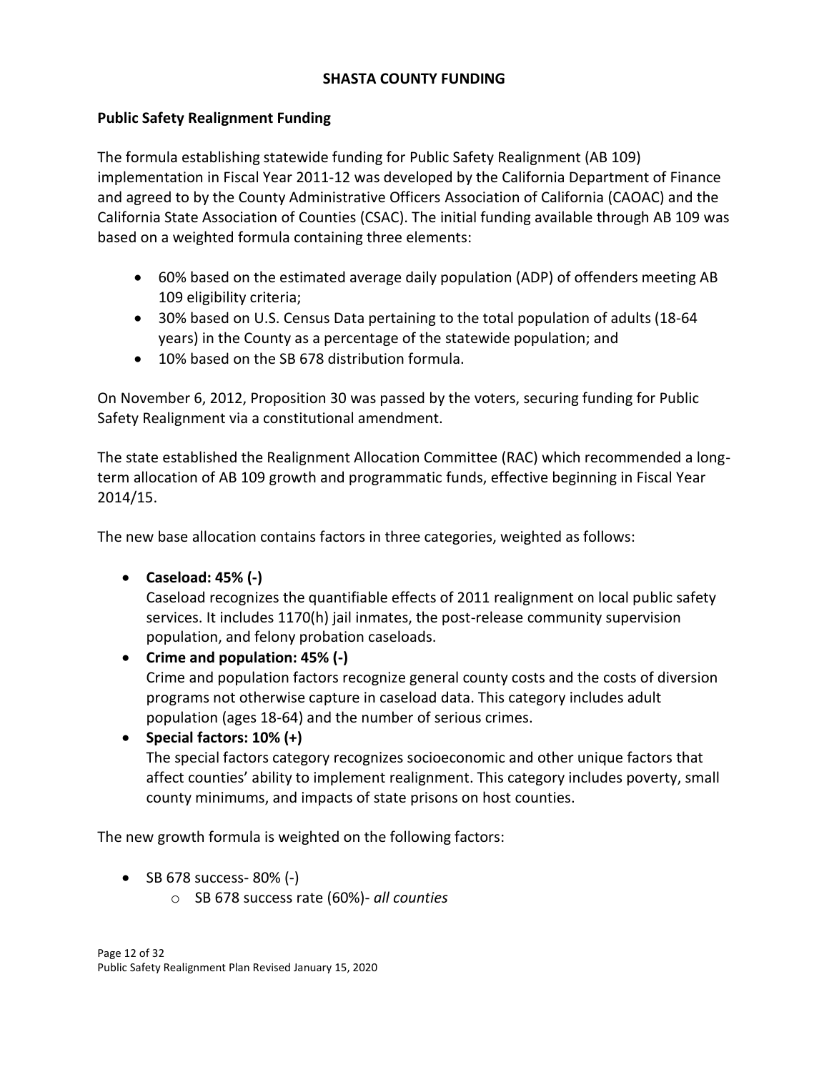## SHASTA COUNTY FUNDING

### Public Safety Realignment Funding

The formula establishing statewide funding for Public Safety Realignment (AB 109) implementation in Fiscal Year 2011-12 was developed by the California Department of Finance and agreed to by the County Administrative Officers Association of California (CAOAC) and the California State Association of Counties (CSAC). The initial funding available through AB 109 was based on a weighted formula containing three elements:

- 60% based on the estimated average daily population (ADP) of offenders meeting AB 109 eligibility criteria;
- 30% based on U.S. Census Data pertaining to the total population of adults (18-64 years) in the County as a percentage of the statewide population; and
- 10% based on the SB 678 distribution formula.

On November 6, 2012, Proposition 30 was passed by the voters, securing funding for Public Safety Realignment via a constitutional amendment.

The state established the Realignment Allocation Committee (RAC) which recommended a long-term allocation of AB 109 growth and programmatic funds, effective beginning in Fiscal Year 2014/15.

The new base allocation contains factors in three categories, weighted as follows:

- **Caseload: 45% (-)**
  Caseload recognizes the quantifiable effects of 2011 realignment on local public safety services. It includes 1170(h) jail inmates, the post-release community supervision population, and felony probation caseloads.
- **Crime and population: 45% (-)**
  Crime and population factors recognize general county costs and the costs of diversion programs not otherwise capture in caseload data. This category includes adult population (ages 18-64) and the number of serious crimes.
- **Special factors: 10% (+)**
  The special factors category recognizes socioeconomic and other unique factors that affect counties' ability to implement realignment. This category includes poverty, small county minimums, and impacts of state prisons on host counties.

The new growth formula is weighted on the following factors:

- SB 678 success- 80% (-)
  - SB 678 success rate (60%)- *all counties*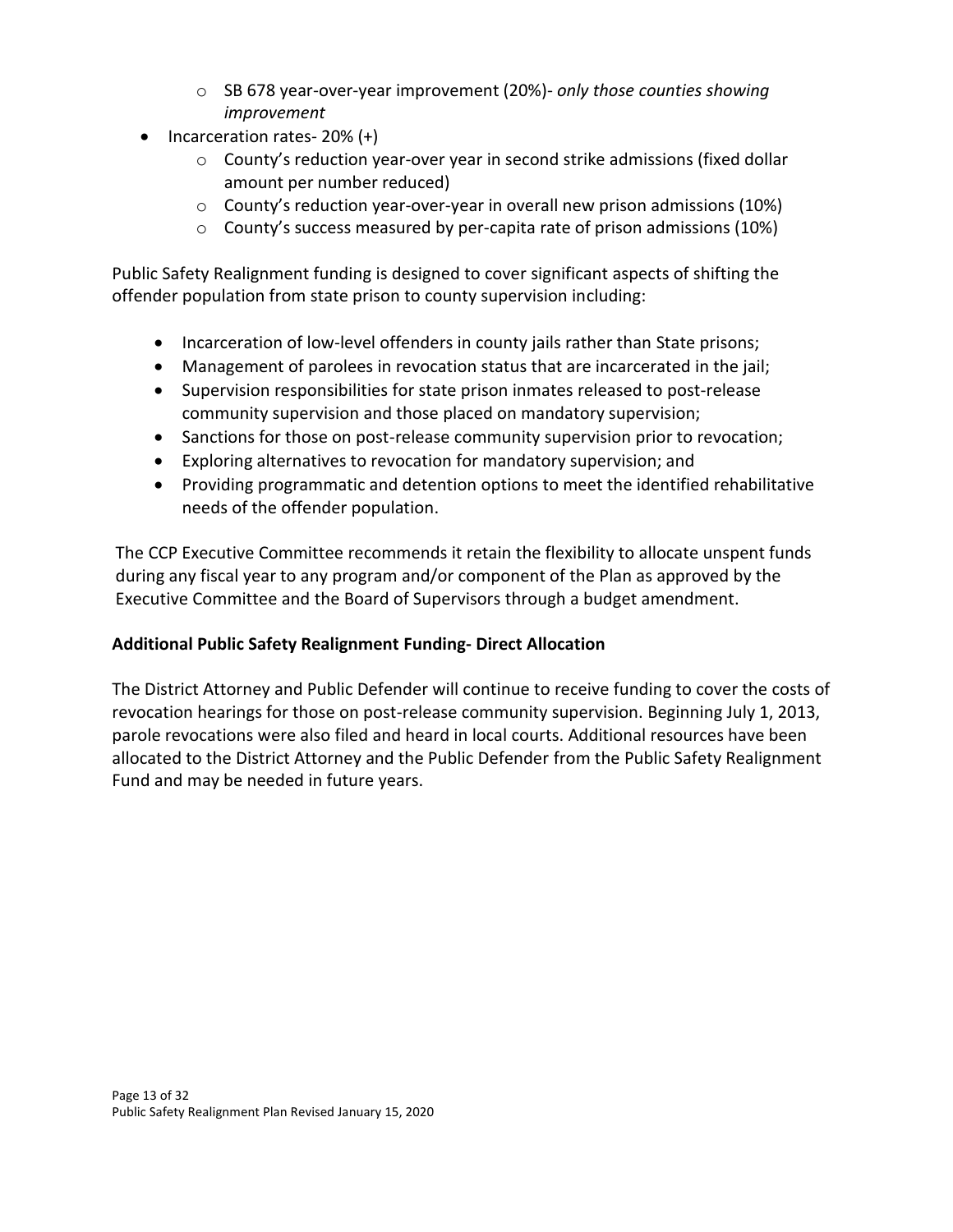- SB 678 year-over-year improvement (20%)- *only those counties showing improvement*
- Incarceration rates- 20% (+)
    - County's reduction year-over year in second strike admissions (fixed dollar amount per number reduced)
    - County's reduction year-over-year in overall new prison admissions (10%)
    - County's success measured by per-capita rate of prison admissions (10%)

Public Safety Realignment funding is designed to cover significant aspects of shifting the offender population from state prison to county supervision including:

- Incarceration of low-level offenders in county jails rather than State prisons;
- Management of parolees in revocation status that are incarcerated in the jail;
- Supervision responsibilities for state prison inmates released to post-release community supervision and those placed on mandatory supervision;
- Sanctions for those on post-release community supervision prior to revocation;
- Exploring alternatives to revocation for mandatory supervision; and
- Providing programmatic and detention options to meet the identified rehabilitative needs of the offender population.

The CCP Executive Committee recommends it retain the flexibility to allocate unspent funds during any fiscal year to any program and/or component of the Plan as approved by the Executive Committee and the Board of Supervisors through a budget amendment.

**Additional Public Safety Realignment Funding- Direct Allocation**

The District Attorney and Public Defender will continue to receive funding to cover the costs of revocation hearings for those on post-release community supervision. Beginning July 1, 2013, parole revocations were also filed and heard in local courts. Additional resources have been allocated to the District Attorney and the Public Defender from the Public Safety Realignment Fund and may be needed in future years.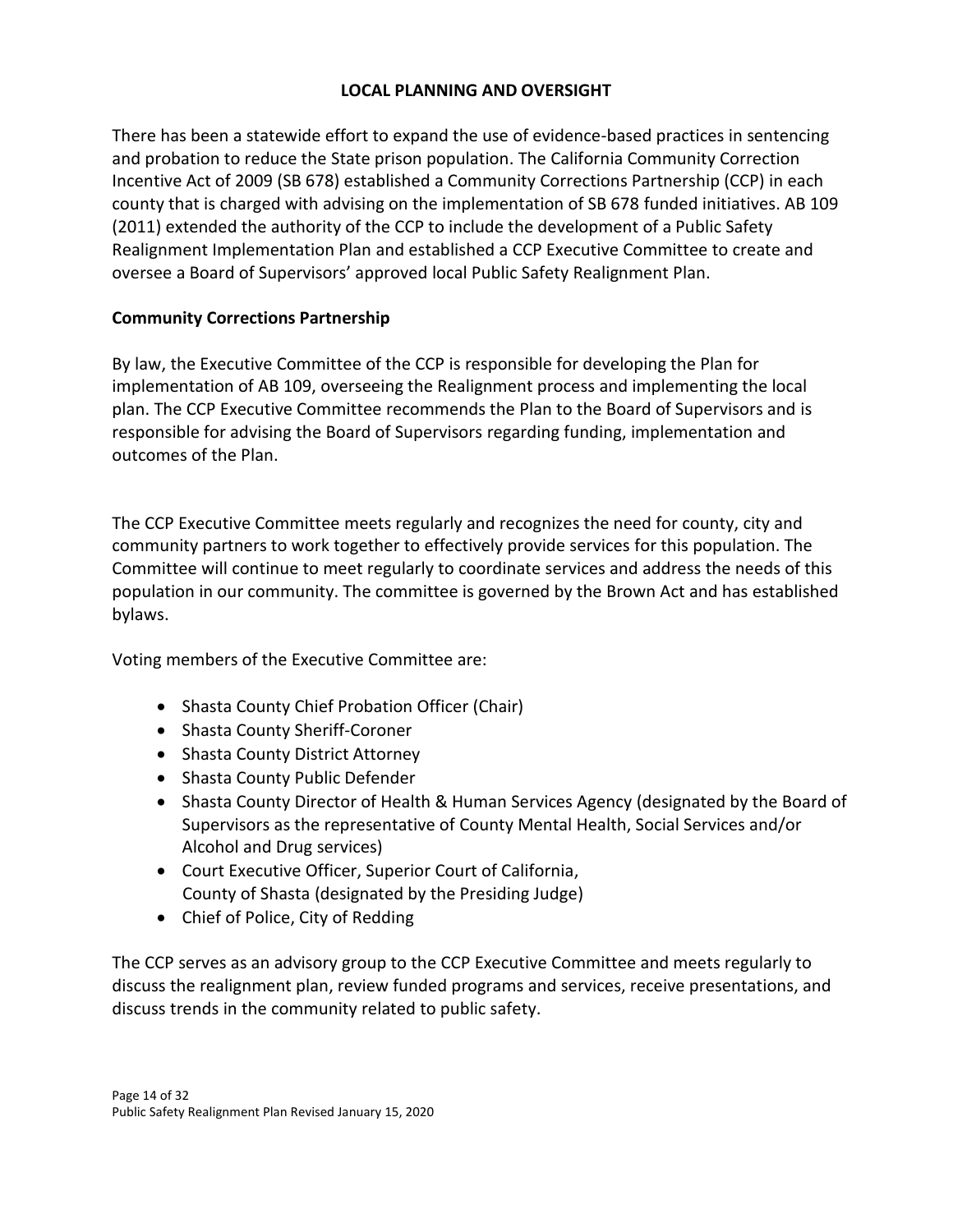## LOCAL PLANNING AND OVERSIGHT

There has been a statewide effort to expand the use of evidence-based practices in sentencing and probation to reduce the State prison population. The California Community Correction Incentive Act of 2009 (SB 678) established a Community Corrections Partnership (CCP) in each county that is charged with advising on the implementation of SB 678 funded initiatives. AB 109 (2011) extended the authority of the CCP to include the development of a Public Safety Realignment Implementation Plan and established a CCP Executive Committee to create and oversee a Board of Supervisors' approved local Public Safety Realignment Plan.

### Community Corrections Partnership

By law, the Executive Committee of the CCP is responsible for developing the Plan for implementation of AB 109, overseeing the Realignment process and implementing the local plan. The CCP Executive Committee recommends the Plan to the Board of Supervisors and is responsible for advising the Board of Supervisors regarding funding, implementation and outcomes of the Plan.

The CCP Executive Committee meets regularly and recognizes the need for county, city and community partners to work together to effectively provide services for this population. The Committee will continue to meet regularly to coordinate services and address the needs of this population in our community. The committee is governed by the Brown Act and has established bylaws.

Voting members of the Executive Committee are:

- Shasta County Chief Probation Officer (Chair)
- Shasta County Sheriff-Coroner
- Shasta County District Attorney
- Shasta County Public Defender
- Shasta County Director of Health & Human Services Agency (designated by the Board of Supervisors as the representative of County Mental Health, Social Services and/or Alcohol and Drug services)
- Court Executive Officer, Superior Court of California, County of Shasta (designated by the Presiding Judge)
- Chief of Police, City of Redding

The CCP serves as an advisory group to the CCP Executive Committee and meets regularly to discuss the realignment plan, review funded programs and services, receive presentations, and discuss trends in the community related to public safety.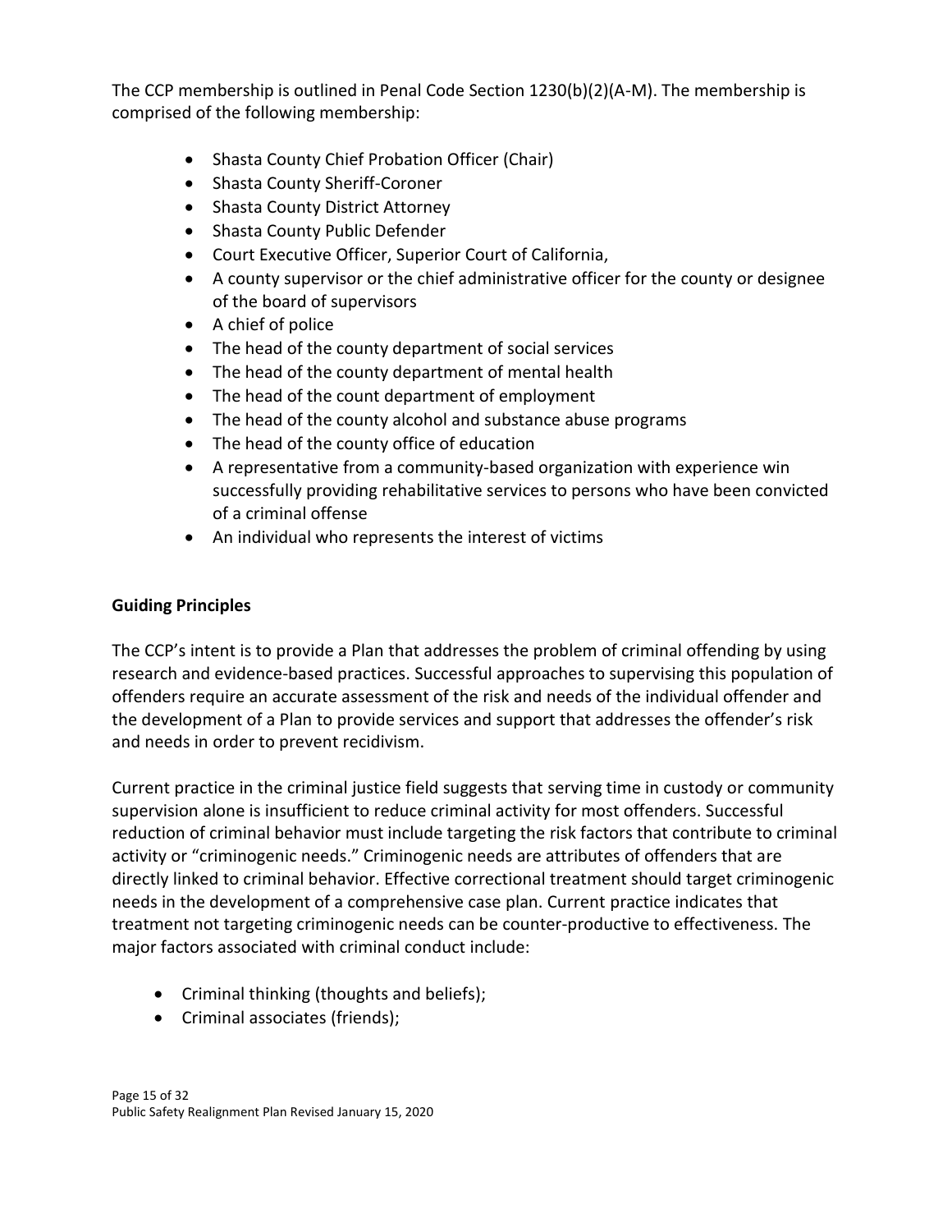The CCP membership is outlined in Penal Code Section 1230(b)(2)(A-M). The membership is comprised of the following membership:

- Shasta County Chief Probation Officer (Chair)
- Shasta County Sheriff-Coroner
- Shasta County District Attorney
- Shasta County Public Defender
- Court Executive Officer, Superior Court of California,
- A county supervisor or the chief administrative officer for the county or designee of the board of supervisors
- A chief of police
- The head of the county department of social services
- The head of the county department of mental health
- The head of the count department of employment
- The head of the county alcohol and substance abuse programs
- The head of the county office of education
- A representative from a community-based organization with experience win successfully providing rehabilitative services to persons who have been convicted of a criminal offense
- An individual who represents the interest of victims

**Guiding Principles**

The CCP's intent is to provide a Plan that addresses the problem of criminal offending by using research and evidence-based practices. Successful approaches to supervising this population of offenders require an accurate assessment of the risk and needs of the individual offender and the development of a Plan to provide services and support that addresses the offender's risk and needs in order to prevent recidivism.

Current practice in the criminal justice field suggests that serving time in custody or community supervision alone is insufficient to reduce criminal activity for most offenders. Successful reduction of criminal behavior must include targeting the risk factors that contribute to criminal activity or "criminogenic needs." Criminogenic needs are attributes of offenders that are directly linked to criminal behavior. Effective correctional treatment should target criminogenic needs in the development of a comprehensive case plan. Current practice indicates that treatment not targeting criminogenic needs can be counter-productive to effectiveness. The major factors associated with criminal conduct include:

- Criminal thinking (thoughts and beliefs);
- Criminal associates (friends);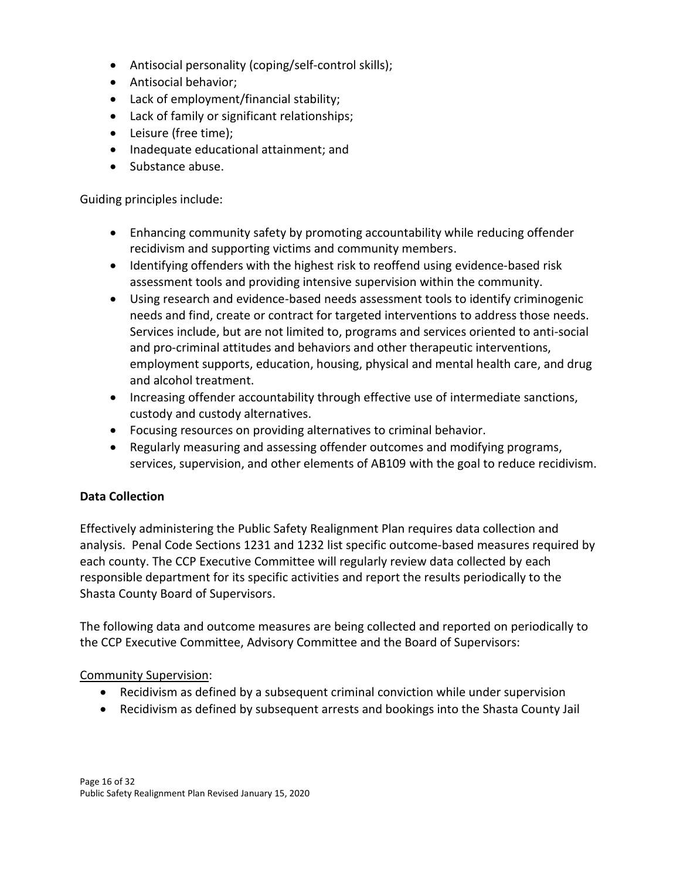- Antisocial personality (coping/self-control skills);
- Antisocial behavior;
- Lack of employment/financial stability;
- Lack of family or significant relationships;
- Leisure (free time);
- Inadequate educational attainment; and
- Substance abuse.

Guiding principles include:

- Enhancing community safety by promoting accountability while reducing offender recidivism and supporting victims and community members.
- Identifying offenders with the highest risk to reoffend using evidence-based risk assessment tools and providing intensive supervision within the community.
- Using research and evidence-based needs assessment tools to identify criminogenic needs and find, create or contract for targeted interventions to address those needs. Services include, but are not limited to, programs and services oriented to anti-social and pro-criminal attitudes and behaviors and other therapeutic interventions, employment supports, education, housing, physical and mental health care, and drug and alcohol treatment.
- Increasing offender accountability through effective use of intermediate sanctions, custody and custody alternatives.
- Focusing resources on providing alternatives to criminal behavior.
- Regularly measuring and assessing offender outcomes and modifying programs, services, supervision, and other elements of AB109 with the goal to reduce recidivism.

**Data Collection**

Effectively administering the Public Safety Realignment Plan requires data collection and analysis. Penal Code Sections 1231 and 1232 list specific outcome-based measures required by each county. The CCP Executive Committee will regularly review data collected by each responsible department for its specific activities and report the results periodically to the Shasta County Board of Supervisors.

The following data and outcome measures are being collected and reported on periodically to the CCP Executive Committee, Advisory Committee and the Board of Supervisors:

<u>Community Supervision</u>:

- Recidivism as defined by a subsequent criminal conviction while under supervision
- Recidivism as defined by subsequent arrests and bookings into the Shasta County Jail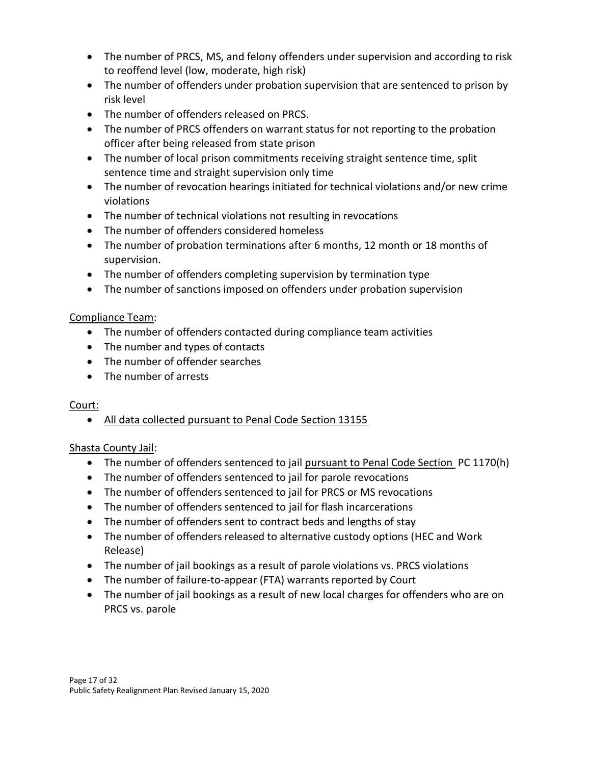- The number of PRCS, MS, and felony offenders under supervision and according to risk to reoffend level (low, moderate, high risk)
- The number of offenders under probation supervision that are sentenced to prison by risk level
- The number of offenders released on PRCS.
- The number of PRCS offenders on warrant status for not reporting to the probation officer after being released from state prison
- The number of local prison commitments receiving straight sentence time, split sentence time and straight supervision only time
- The number of revocation hearings initiated for technical violations and/or new crime violations
- The number of technical violations not resulting in revocations
- The number of offenders considered homeless
- The number of probation terminations after 6 months, 12 month or 18 months of supervision.
- The number of offenders completing supervision by termination type
- The number of sanctions imposed on offenders under probation supervision

<u>Compliance Team</u>:

- The number of offenders contacted during compliance team activities
- The number and types of contacts
- The number of offender searches
- The number of arrests

<u>Court:</u>

- <u>All data collected pursuant to Penal Code Section 13155</u>

<u>Shasta County Jail</u>:

- The number of offenders sentenced to jail <u>pursuant to Penal Code Section</u> PC 1170(h)
- The number of offenders sentenced to jail for parole revocations
- The number of offenders sentenced to jail for PRCS or MS revocations
- The number of offenders sentenced to jail for flash incarcerations
- The number of offenders sent to contract beds and lengths of stay
- The number of offenders released to alternative custody options (HEC and Work Release)
- The number of jail bookings as a result of parole violations vs. PRCS violations
- The number of failure-to-appear (FTA) warrants reported by Court
- The number of jail bookings as a result of new local charges for offenders who are on PRCS vs. parole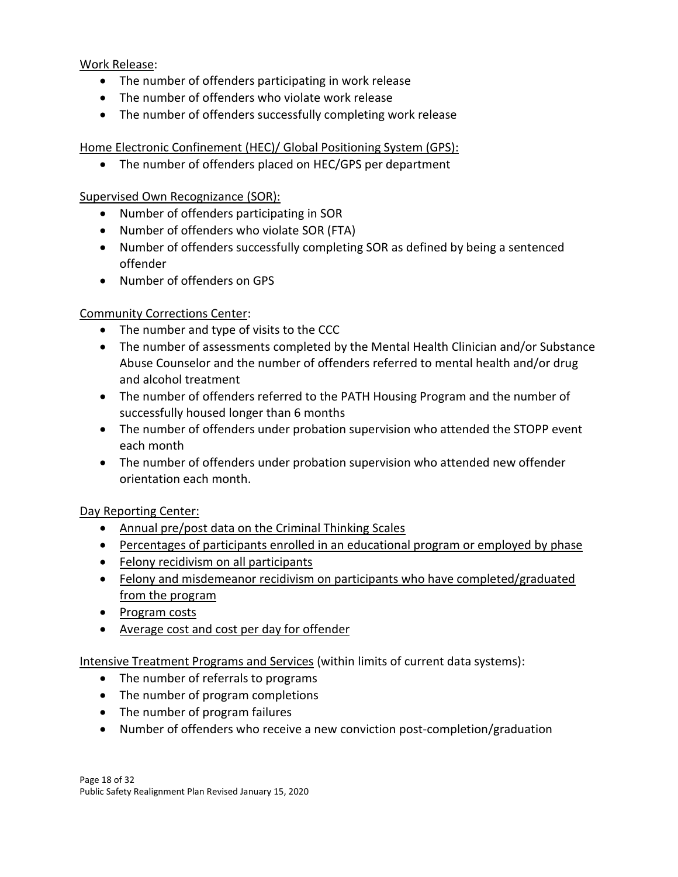Work Release:

- The number of offenders participating in work release
- The number of offenders who violate work release
- The number of offenders successfully completing work release

Home Electronic Confinement (HEC)/ Global Positioning System (GPS):

- The number of offenders placed on HEC/GPS per department

Supervised Own Recognizance (SOR):

- Number of offenders participating in SOR
- Number of offenders who violate SOR (FTA)
- Number of offenders successfully completing SOR as defined by being a sentenced offender
- Number of offenders on GPS

Community Corrections Center:

- The number and type of visits to the CCC
- The number of assessments completed by the Mental Health Clinician and/or Substance Abuse Counselor and the number of offenders referred to mental health and/or drug and alcohol treatment
- The number of offenders referred to the PATH Housing Program and the number of successfully housed longer than 6 months
- The number of offenders under probation supervision who attended the STOPP event each month
- The number of offenders under probation supervision who attended new offender orientation each month.

Day Reporting Center:

- Annual pre/post data on the Criminal Thinking Scales
- Percentages of participants enrolled in an educational program or employed by phase
- Felony recidivism on all participants
- Felony and misdemeanor recidivism on participants who have completed/graduated from the program
- Program costs
- Average cost and cost per day for offender

Intensive Treatment Programs and Services (within limits of current data systems):

- The number of referrals to programs
- The number of program completions
- The number of program failures
- Number of offenders who receive a new conviction post-completion/graduation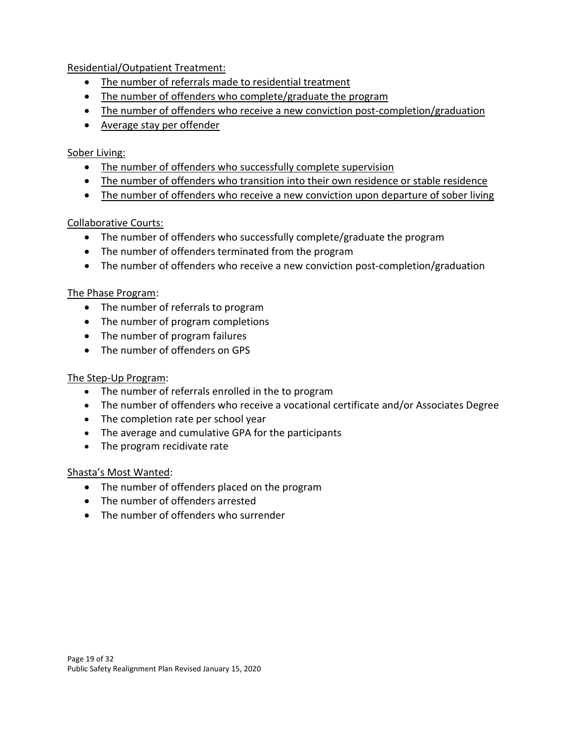Residential/Outpatient Treatment:

- The number of referrals made to residential treatment
- The number of offenders who complete/graduate the program
- The number of offenders who receive a new conviction post-completion/graduation
- Average stay per offender

Sober Living:

- The number of offenders who successfully complete supervision
- The number of offenders who transition into their own residence or stable residence
- The number of offenders who receive a new conviction upon departure of sober living

Collaborative Courts:

- The number of offenders who successfully complete/graduate the program
- The number of offenders terminated from the program
- The number of offenders who receive a new conviction post-completion/graduation

The Phase Program:

- The number of referrals to program
- The number of program completions
- The number of program failures
- The number of offenders on GPS

The Step-Up Program:

- The number of referrals enrolled in the to program
- The number of offenders who receive a vocational certificate and/or Associates Degree
- The completion rate per school year
- The average and cumulative GPA for the participants
- The program recidivate rate

Shasta's Most Wanted:

- The number of offenders placed on the program
- The number of offenders arrested
- The number of offenders who surrender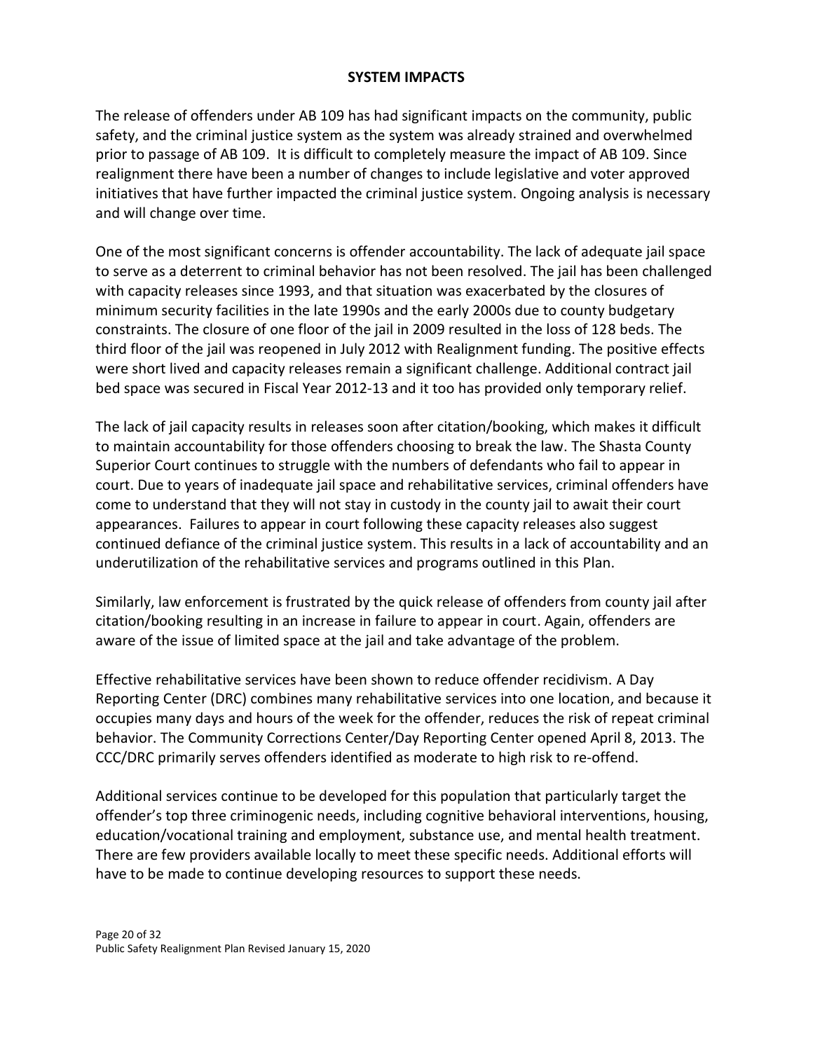## SYSTEM IMPACTS

The release of offenders under AB 109 has had significant impacts on the community, public safety, and the criminal justice system as the system was already strained and overwhelmed prior to passage of AB 109. It is difficult to completely measure the impact of AB 109. Since realignment there have been a number of changes to include legislative and voter approved initiatives that have further impacted the criminal justice system. Ongoing analysis is necessary and will change over time.

One of the most significant concerns is offender accountability. The lack of adequate jail space to serve as a deterrent to criminal behavior has not been resolved. The jail has been challenged with capacity releases since 1993, and that situation was exacerbated by the closures of minimum security facilities in the late 1990s and the early 2000s due to county budgetary constraints. The closure of one floor of the jail in 2009 resulted in the loss of 128 beds. The third floor of the jail was reopened in July 2012 with Realignment funding. The positive effects were short lived and capacity releases remain a significant challenge. Additional contract jail bed space was secured in Fiscal Year 2012-13 and it too has provided only temporary relief.

The lack of jail capacity results in releases soon after citation/booking, which makes it difficult to maintain accountability for those offenders choosing to break the law. The Shasta County Superior Court continues to struggle with the numbers of defendants who fail to appear in court. Due to years of inadequate jail space and rehabilitative services, criminal offenders have come to understand that they will not stay in custody in the county jail to await their court appearances. Failures to appear in court following these capacity releases also suggest continued defiance of the criminal justice system. This results in a lack of accountability and an underutilization of the rehabilitative services and programs outlined in this Plan.

Similarly, law enforcement is frustrated by the quick release of offenders from county jail after citation/booking resulting in an increase in failure to appear in court. Again, offenders are aware of the issue of limited space at the jail and take advantage of the problem.

Effective rehabilitative services have been shown to reduce offender recidivism. A Day Reporting Center (DRC) combines many rehabilitative services into one location, and because it occupies many days and hours of the week for the offender, reduces the risk of repeat criminal behavior. The Community Corrections Center/Day Reporting Center opened April 8, 2013. The CCC/DRC primarily serves offenders identified as moderate to high risk to re-offend.

Additional services continue to be developed for this population that particularly target the offender's top three criminogenic needs, including cognitive behavioral interventions, housing, education/vocational training and employment, substance use, and mental health treatment. There are few providers available locally to meet these specific needs. Additional efforts will have to be made to continue developing resources to support these needs.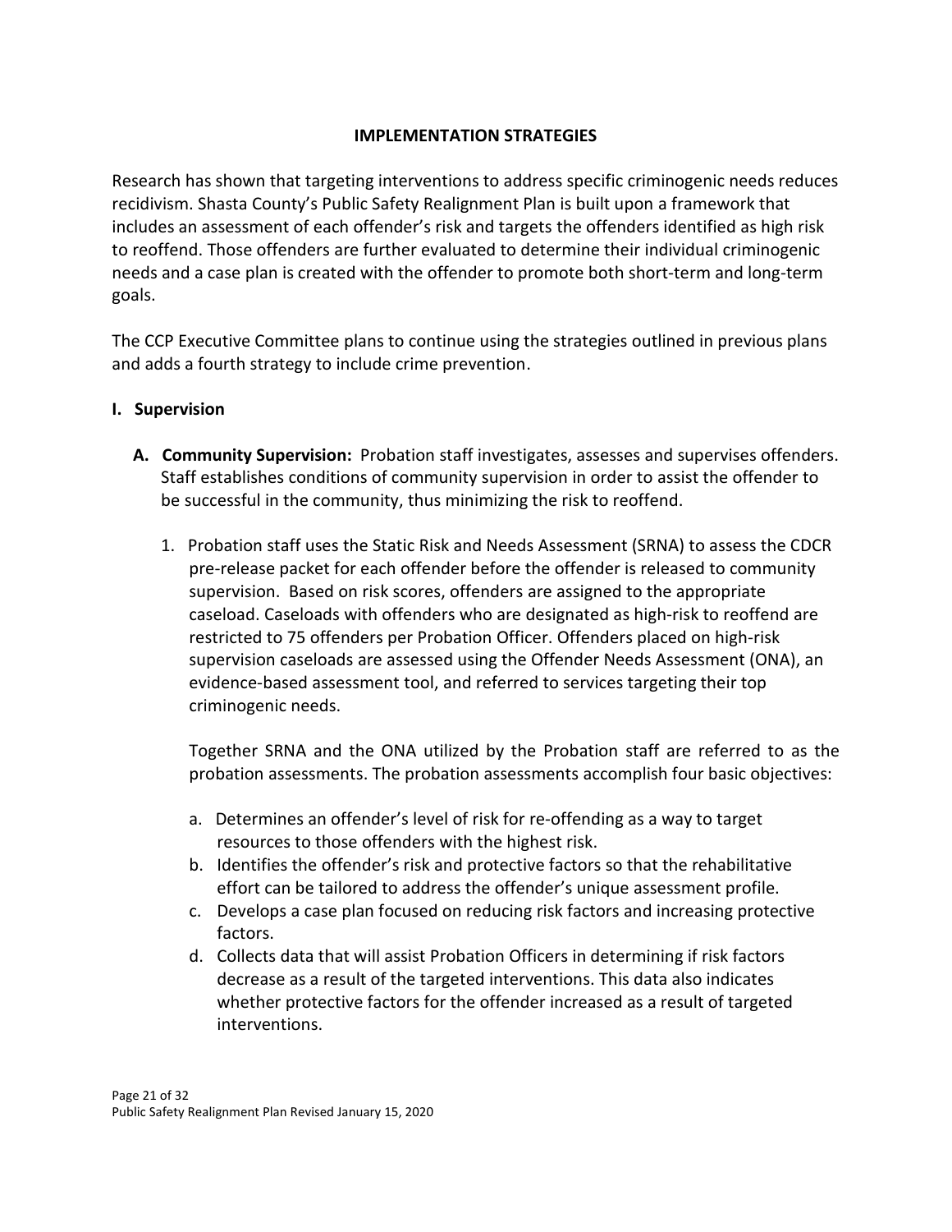## IMPLEMENTATION STRATEGIES

Research has shown that targeting interventions to address specific criminogenic needs reduces recidivism. Shasta County's Public Safety Realignment Plan is built upon a framework that includes an assessment of each offender's risk and targets the offenders identified as high risk to reoffend. Those offenders are further evaluated to determine their individual criminogenic needs and a case plan is created with the offender to promote both short-term and long-term goals.

The CCP Executive Committee plans to continue using the strategies outlined in previous plans and adds a fourth strategy to include crime prevention.

### I. Supervision

**A. Community Supervision:** Probation staff investigates, assesses and supervises offenders. Staff establishes conditions of community supervision in order to assist the offender to be successful in the community, thus minimizing the risk to reoffend.

1. Probation staff uses the Static Risk and Needs Assessment (SRNA) to assess the CDCR pre-release packet for each offender before the offender is released to community supervision. Based on risk scores, offenders are assigned to the appropriate caseload. Caseloads with offenders who are designated as high-risk to reoffend are restricted to 75 offenders per Probation Officer. Offenders placed on high-risk supervision caseloads are assessed using the Offender Needs Assessment (ONA), an evidence-based assessment tool, and referred to services targeting their top criminogenic needs.

   Together SRNA and the ONA utilized by the Probation staff are referred to as the probation assessments. The probation assessments accomplish four basic objectives:

   a. Determines an offender's level of risk for re-offending as a way to target resources to those offenders with the highest risk.
   b. Identifies the offender's risk and protective factors so that the rehabilitative effort can be tailored to address the offender's unique assessment profile.
   c. Develops a case plan focused on reducing risk factors and increasing protective factors.
   d. Collects data that will assist Probation Officers in determining if risk factors decrease as a result of the targeted interventions. This data also indicates whether protective factors for the offender increased as a result of targeted interventions.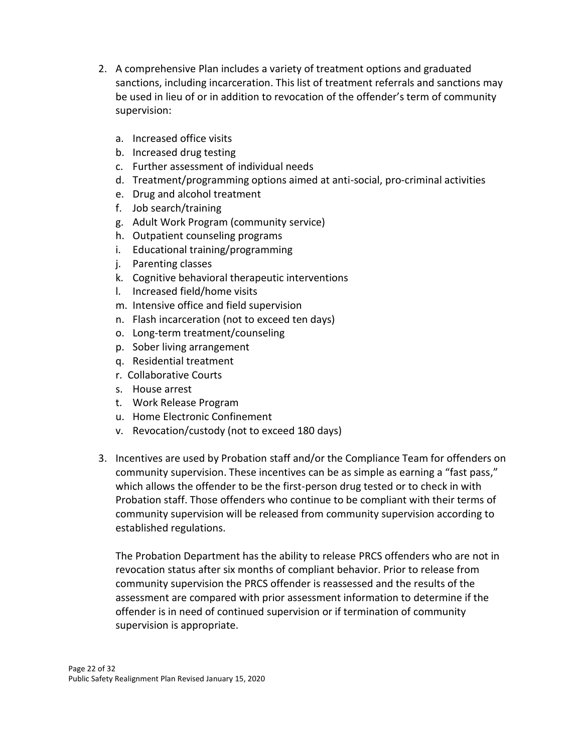2. A comprehensive Plan includes a variety of treatment options and graduated sanctions, including incarceration. This list of treatment referrals and sanctions may be used in lieu of or in addition to revocation of the offender's term of community supervision:

   a. Increased office visits
   b. Increased drug testing
   c. Further assessment of individual needs
   d. Treatment/programming options aimed at anti-social, pro-criminal activities
   e. Drug and alcohol treatment
   f. Job search/training
   g. Adult Work Program (community service)
   h. Outpatient counseling programs
   i. Educational training/programming
   j. Parenting classes
   k. Cognitive behavioral therapeutic interventions
   l. Increased field/home visits
   m. Intensive office and field supervision
   n. Flash incarceration (not to exceed ten days)
   o. Long-term treatment/counseling
   p. Sober living arrangement
   q. Residential treatment
   r. Collaborative Courts
   s. House arrest
   t. Work Release Program
   u. Home Electronic Confinement
   v. Revocation/custody (not to exceed 180 days)

3. Incentives are used by Probation staff and/or the Compliance Team for offenders on community supervision. These incentives can be as simple as earning a "fast pass," which allows the offender to be the first-person drug tested or to check in with Probation staff. Those offenders who continue to be compliant with their terms of community supervision will be released from community supervision according to established regulations.

   The Probation Department has the ability to release PRCS offenders who are not in revocation status after six months of compliant behavior. Prior to release from community supervision the PRCS offender is reassessed and the results of the assessment are compared with prior assessment information to determine if the offender is in need of continued supervision or if termination of community supervision is appropriate.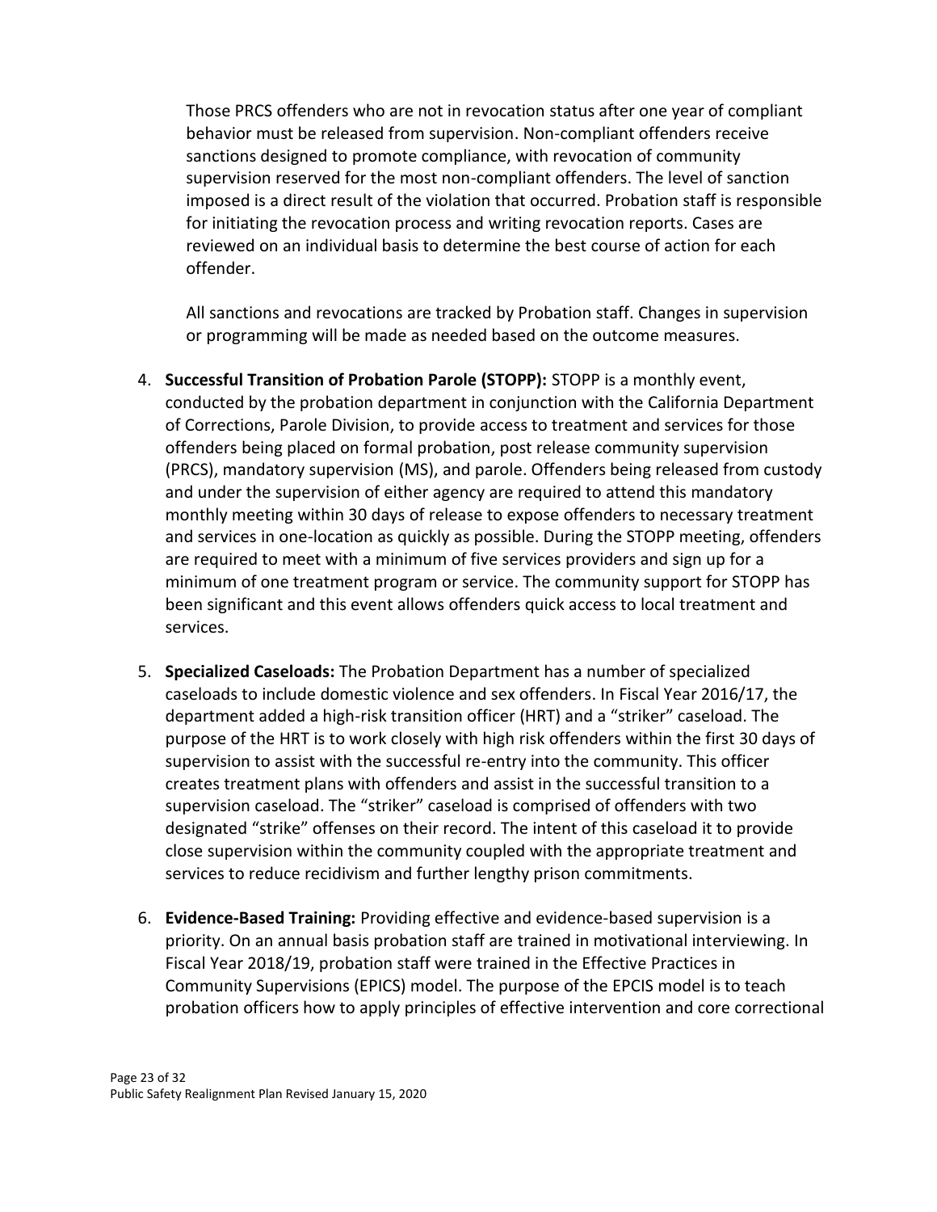Those PRCS offenders who are not in revocation status after one year of compliant behavior must be released from supervision. Non-compliant offenders receive sanctions designed to promote compliance, with revocation of community supervision reserved for the most non-compliant offenders. The level of sanction imposed is a direct result of the violation that occurred. Probation staff is responsible for initiating the revocation process and writing revocation reports. Cases are reviewed on an individual basis to determine the best course of action for each offender.

All sanctions and revocations are tracked by Probation staff. Changes in supervision or programming will be made as needed based on the outcome measures.

4. **Successful Transition of Probation Parole (STOPP):** STOPP is a monthly event, conducted by the probation department in conjunction with the California Department of Corrections, Parole Division, to provide access to treatment and services for those offenders being placed on formal probation, post release community supervision (PRCS), mandatory supervision (MS), and parole. Offenders being released from custody and under the supervision of either agency are required to attend this mandatory monthly meeting within 30 days of release to expose offenders to necessary treatment and services in one-location as quickly as possible. During the STOPP meeting, offenders are required to meet with a minimum of five services providers and sign up for a minimum of one treatment program or service. The community support for STOPP has been significant and this event allows offenders quick access to local treatment and services.

5. **Specialized Caseloads:** The Probation Department has a number of specialized caseloads to include domestic violence and sex offenders. In Fiscal Year 2016/17, the department added a high-risk transition officer (HRT) and a "striker" caseload. The purpose of the HRT is to work closely with high risk offenders within the first 30 days of supervision to assist with the successful re-entry into the community. This officer creates treatment plans with offenders and assist in the successful transition to a supervision caseload. The "striker" caseload is comprised of offenders with two designated "strike" offenses on their record. The intent of this caseload it to provide close supervision within the community coupled with the appropriate treatment and services to reduce recidivism and further lengthy prison commitments.

6. **Evidence-Based Training:** Providing effective and evidence-based supervision is a priority. On an annual basis probation staff are trained in motivational interviewing. In Fiscal Year 2018/19, probation staff were trained in the Effective Practices in Community Supervisions (EPICS) model. The purpose of the EPCIS model is to teach probation officers how to apply principles of effective intervention and core correctional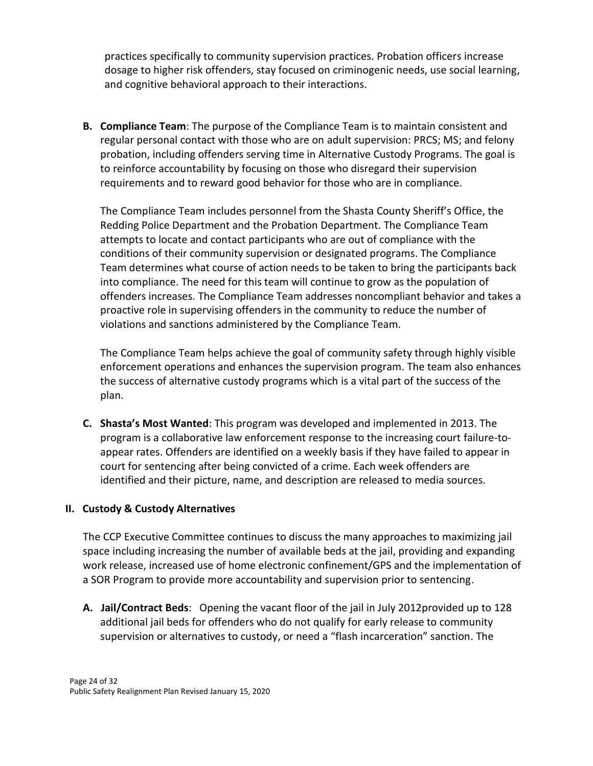practices specifically to community supervision practices. Probation officers increase dosage to higher risk offenders, stay focused on criminogenic needs, use social learning, and cognitive behavioral approach to their interactions.

**B. Compliance Team**: The purpose of the Compliance Team is to maintain consistent and regular personal contact with those who are on adult supervision: PRCS; MS; and felony probation, including offenders serving time in Alternative Custody Programs. The goal is to reinforce accountability by focusing on those who disregard their supervision requirements and to reward good behavior for those who are in compliance.

The Compliance Team includes personnel from the Shasta County Sheriff's Office, the Redding Police Department and the Probation Department. The Compliance Team attempts to locate and contact participants who are out of compliance with the conditions of their community supervision or designated programs. The Compliance Team determines what course of action needs to be taken to bring the participants back into compliance. The need for this team will continue to grow as the population of offenders increases. The Compliance Team addresses noncompliant behavior and takes a proactive role in supervising offenders in the community to reduce the number of violations and sanctions administered by the Compliance Team.

The Compliance Team helps achieve the goal of community safety through highly visible enforcement operations and enhances the supervision program. The team also enhances the success of alternative custody programs which is a vital part of the success of the plan.

**C. Shasta's Most Wanted**: This program was developed and implemented in 2013. The program is a collaborative law enforcement response to the increasing court failure-to-appear rates. Offenders are identified on a weekly basis if they have failed to appear in court for sentencing after being convicted of a crime. Each week offenders are identified and their picture, name, and description are released to media sources.

## II. Custody & Custody Alternatives

The CCP Executive Committee continues to discuss the many approaches to maximizing jail space including increasing the number of available beds at the jail, providing and expanding work release, increased use of home electronic confinement/GPS and the implementation of a SOR Program to provide more accountability and supervision prior to sentencing.

**A. Jail/Contract Beds**: Opening the vacant floor of the jail in July 2012provided up to 128 additional jail beds for offenders who do not qualify for early release to community supervision or alternatives to custody, or need a "flash incarceration" sanction. The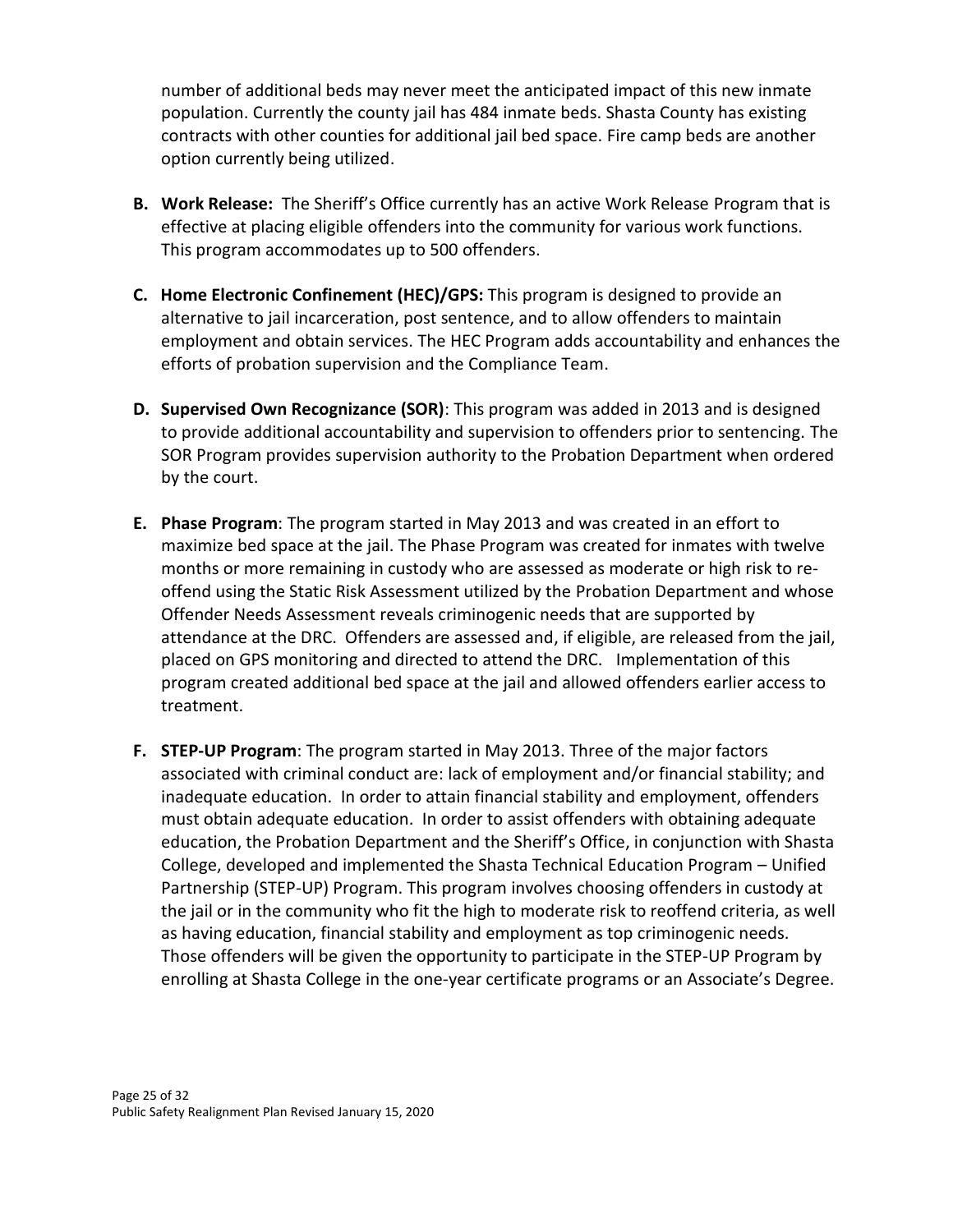number of additional beds may never meet the anticipated impact of this new inmate population. Currently the county jail has 484 inmate beds. Shasta County has existing contracts with other counties for additional jail bed space. Fire camp beds are another option currently being utilized.

**B. Work Release:** The Sheriff's Office currently has an active Work Release Program that is effective at placing eligible offenders into the community for various work functions. This program accommodates up to 500 offenders.

**C. Home Electronic Confinement (HEC)/GPS:** This program is designed to provide an alternative to jail incarceration, post sentence, and to allow offenders to maintain employment and obtain services. The HEC Program adds accountability and enhances the efforts of probation supervision and the Compliance Team.

**D. Supervised Own Recognizance (SOR)**: This program was added in 2013 and is designed to provide additional accountability and supervision to offenders prior to sentencing. The SOR Program provides supervision authority to the Probation Department when ordered by the court.

**E. Phase Program**: The program started in May 2013 and was created in an effort to maximize bed space at the jail. The Phase Program was created for inmates with twelve months or more remaining in custody who are assessed as moderate or high risk to re-offend using the Static Risk Assessment utilized by the Probation Department and whose Offender Needs Assessment reveals criminogenic needs that are supported by attendance at the DRC. Offenders are assessed and, if eligible, are released from the jail, placed on GPS monitoring and directed to attend the DRC. Implementation of this program created additional bed space at the jail and allowed offenders earlier access to treatment.

**F. STEP-UP Program**: The program started in May 2013. Three of the major factors associated with criminal conduct are: lack of employment and/or financial stability; and inadequate education. In order to attain financial stability and employment, offenders must obtain adequate education. In order to assist offenders with obtaining adequate education, the Probation Department and the Sheriff's Office, in conjunction with Shasta College, developed and implemented the Shasta Technical Education Program – Unified Partnership (STEP-UP) Program. This program involves choosing offenders in custody at the jail or in the community who fit the high to moderate risk to reoffend criteria, as well as having education, financial stability and employment as top criminogenic needs. Those offenders will be given the opportunity to participate in the STEP-UP Program by enrolling at Shasta College in the one-year certificate programs or an Associate's Degree.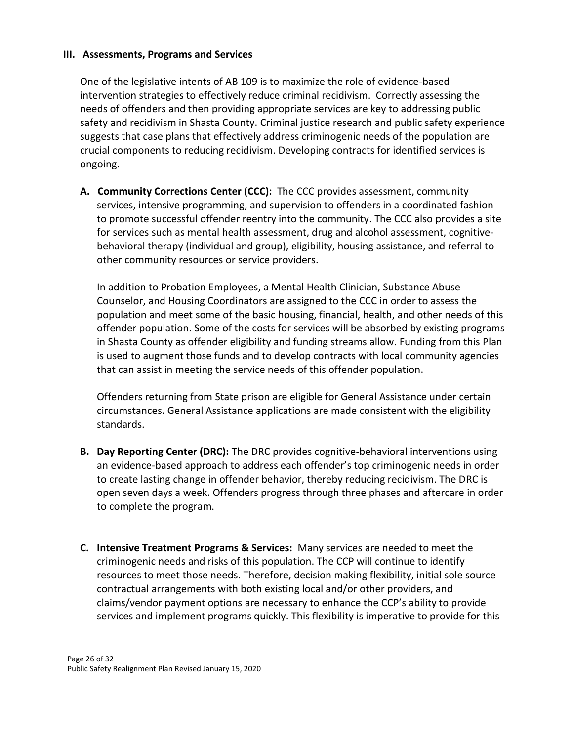## III. Assessments, Programs and Services

One of the legislative intents of AB 109 is to maximize the role of evidence-based intervention strategies to effectively reduce criminal recidivism. Correctly assessing the needs of offenders and then providing appropriate services are key to addressing public safety and recidivism in Shasta County. Criminal justice research and public safety experience suggests that case plans that effectively address criminogenic needs of the population are crucial components to reducing recidivism. Developing contracts for identified services is ongoing.

**A. Community Corrections Center (CCC):** The CCC provides assessment, community services, intensive programming, and supervision to offenders in a coordinated fashion to promote successful offender reentry into the community. The CCC also provides a site for services such as mental health assessment, drug and alcohol assessment, cognitive-behavioral therapy (individual and group), eligibility, housing assistance, and referral to other community resources or service providers.

In addition to Probation Employees, a Mental Health Clinician, Substance Abuse Counselor, and Housing Coordinators are assigned to the CCC in order to assess the population and meet some of the basic housing, financial, health, and other needs of this offender population. Some of the costs for services will be absorbed by existing programs in Shasta County as offender eligibility and funding streams allow. Funding from this Plan is used to augment those funds and to develop contracts with local community agencies that can assist in meeting the service needs of this offender population.

Offenders returning from State prison are eligible for General Assistance under certain circumstances. General Assistance applications are made consistent with the eligibility standards.

**B. Day Reporting Center (DRC):** The DRC provides cognitive-behavioral interventions using an evidence-based approach to address each offender's top criminogenic needs in order to create lasting change in offender behavior, thereby reducing recidivism. The DRC is open seven days a week. Offenders progress through three phases and aftercare in order to complete the program.

**C. Intensive Treatment Programs & Services:** Many services are needed to meet the criminogenic needs and risks of this population. The CCP will continue to identify resources to meet those needs. Therefore, decision making flexibility, initial sole source contractual arrangements with both existing local and/or other providers, and claims/vendor payment options are necessary to enhance the CCP's ability to provide services and implement programs quickly. This flexibility is imperative to provide for this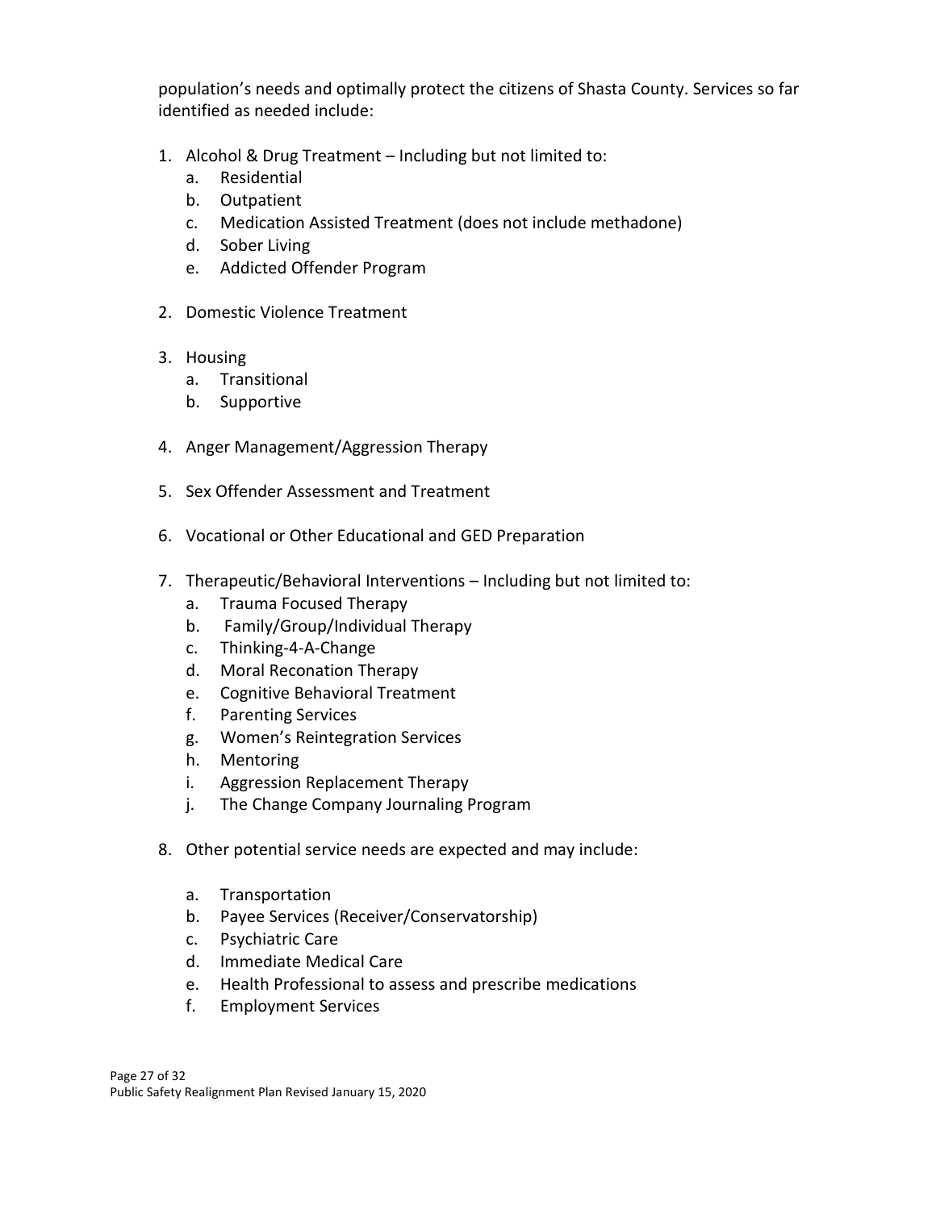population's needs and optimally protect the citizens of Shasta County. Services so far identified as needed include:

1. Alcohol & Drug Treatment – Including but not limited to:
   a. Residential
   b. Outpatient
   c. Medication Assisted Treatment (does not include methadone)
   d. Sober Living
   e. Addicted Offender Program

2. Domestic Violence Treatment

3. Housing
   a. Transitional
   b. Supportive

4. Anger Management/Aggression Therapy

5. Sex Offender Assessment and Treatment

6. Vocational or Other Educational and GED Preparation

7. Therapeutic/Behavioral Interventions – Including but not limited to:
   a. Trauma Focused Therapy
   b. Family/Group/Individual Therapy
   c. Thinking-4-A-Change
   d. Moral Reconation Therapy
   e. Cognitive Behavioral Treatment
   f. Parenting Services
   g. Women's Reintegration Services
   h. Mentoring
   i. Aggression Replacement Therapy
   j. The Change Company Journaling Program

8. Other potential service needs are expected and may include:

   a. Transportation
   b. Payee Services (Receiver/Conservatorship)
   c. Psychiatric Care
   d. Immediate Medical Care
   e. Health Professional to assess and prescribe medications
   f. Employment Services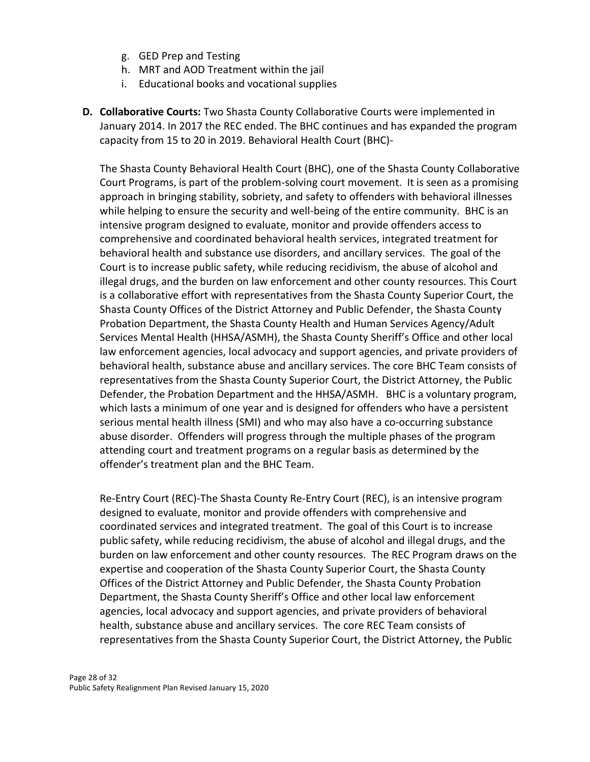g. GED Prep and Testing
h. MRT and AOD Treatment within the jail
i. Educational books and vocational supplies

**D. Collaborative Courts:** Two Shasta County Collaborative Courts were implemented in January 2014. In 2017 the REC ended. The BHC continues and has expanded the program capacity from 15 to 20 in 2019. Behavioral Health Court (BHC)-

The Shasta County Behavioral Health Court (BHC), one of the Shasta County Collaborative Court Programs, is part of the problem-solving court movement. It is seen as a promising approach in bringing stability, sobriety, and safety to offenders with behavioral illnesses while helping to ensure the security and well-being of the entire community. BHC is an intensive program designed to evaluate, monitor and provide offenders access to comprehensive and coordinated behavioral health services, integrated treatment for behavioral health and substance use disorders, and ancillary services. The goal of the Court is to increase public safety, while reducing recidivism, the abuse of alcohol and illegal drugs, and the burden on law enforcement and other county resources. This Court is a collaborative effort with representatives from the Shasta County Superior Court, the Shasta County Offices of the District Attorney and Public Defender, the Shasta County Probation Department, the Shasta County Health and Human Services Agency/Adult Services Mental Health (HHSA/ASMH), the Shasta County Sheriff's Office and other local law enforcement agencies, local advocacy and support agencies, and private providers of behavioral health, substance abuse and ancillary services. The core BHC Team consists of representatives from the Shasta County Superior Court, the District Attorney, the Public Defender, the Probation Department and the HHSA/ASMH. BHC is a voluntary program, which lasts a minimum of one year and is designed for offenders who have a persistent serious mental health illness (SMI) and who may also have a co-occurring substance abuse disorder. Offenders will progress through the multiple phases of the program attending court and treatment programs on a regular basis as determined by the offender's treatment plan and the BHC Team.

Re-Entry Court (REC)-The Shasta County Re-Entry Court (REC), is an intensive program designed to evaluate, monitor and provide offenders with comprehensive and coordinated services and integrated treatment. The goal of this Court is to increase public safety, while reducing recidivism, the abuse of alcohol and illegal drugs, and the burden on law enforcement and other county resources. The REC Program draws on the expertise and cooperation of the Shasta County Superior Court, the Shasta County Offices of the District Attorney and Public Defender, the Shasta County Probation Department, the Shasta County Sheriff's Office and other local law enforcement agencies, local advocacy and support agencies, and private providers of behavioral health, substance abuse and ancillary services. The core REC Team consists of representatives from the Shasta County Superior Court, the District Attorney, the Public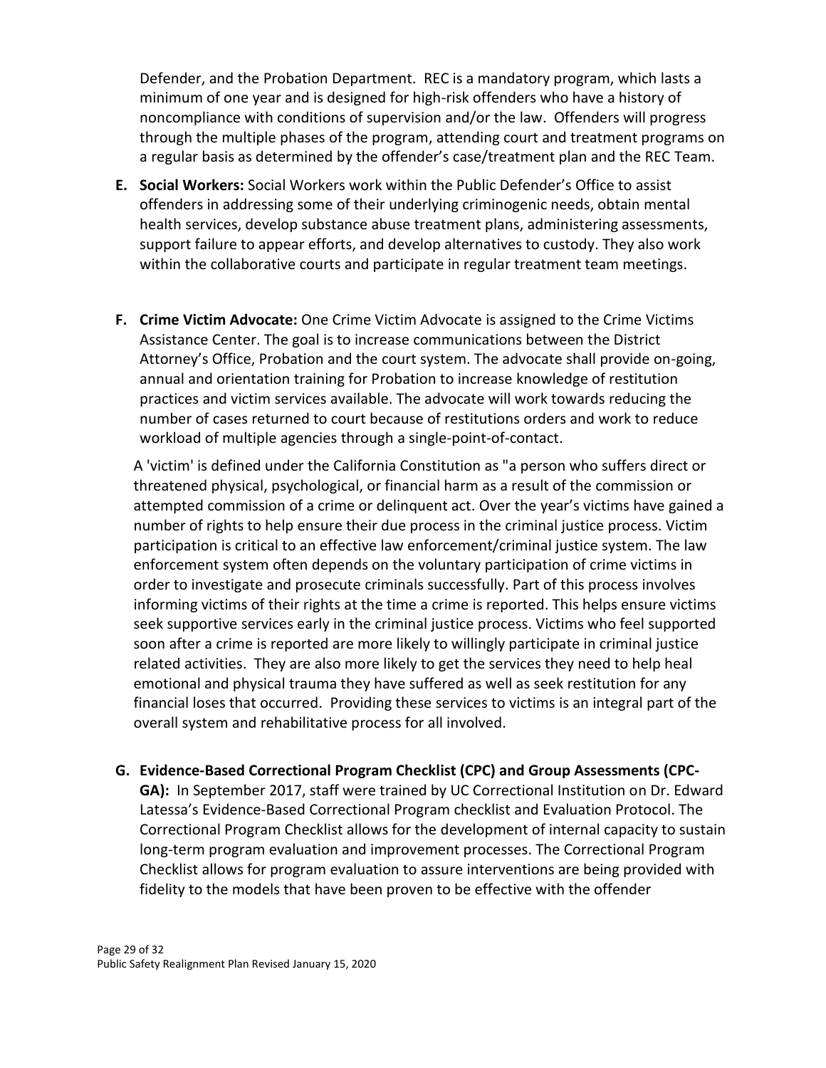Defender, and the Probation Department. REC is a mandatory program, which lasts a minimum of one year and is designed for high-risk offenders who have a history of noncompliance with conditions of supervision and/or the law. Offenders will progress through the multiple phases of the program, attending court and treatment programs on a regular basis as determined by the offender's case/treatment plan and the REC Team.

**E. Social Workers:** Social Workers work within the Public Defender's Office to assist offenders in addressing some of their underlying criminogenic needs, obtain mental health services, develop substance abuse treatment plans, administering assessments, support failure to appear efforts, and develop alternatives to custody. They also work within the collaborative courts and participate in regular treatment team meetings.

**F. Crime Victim Advocate:** One Crime Victim Advocate is assigned to the Crime Victims Assistance Center. The goal is to increase communications between the District Attorney's Office, Probation and the court system. The advocate shall provide on-going, annual and orientation training for Probation to increase knowledge of restitution practices and victim services available. The advocate will work towards reducing the number of cases returned to court because of restitutions orders and work to reduce workload of multiple agencies through a single-point-of-contact.

A 'victim' is defined under the California Constitution as "a person who suffers direct or threatened physical, psychological, or financial harm as a result of the commission or attempted commission of a crime or delinquent act. Over the year's victims have gained a number of rights to help ensure their due process in the criminal justice process. Victim participation is critical to an effective law enforcement/criminal justice system. The law enforcement system often depends on the voluntary participation of crime victims in order to investigate and prosecute criminals successfully. Part of this process involves informing victims of their rights at the time a crime is reported. This helps ensure victims seek supportive services early in the criminal justice process. Victims who feel supported soon after a crime is reported are more likely to willingly participate in criminal justice related activities. They are also more likely to get the services they need to help heal emotional and physical trauma they have suffered as well as seek restitution for any financial loses that occurred. Providing these services to victims is an integral part of the overall system and rehabilitative process for all involved.

**G. Evidence-Based Correctional Program Checklist (CPC) and Group Assessments (CPC-GA):** In September 2017, staff were trained by UC Correctional Institution on Dr. Edward Latessa's Evidence-Based Correctional Program checklist and Evaluation Protocol. The Correctional Program Checklist allows for the development of internal capacity to sustain long-term program evaluation and improvement processes. The Correctional Program Checklist allows for program evaluation to assure interventions are being provided with fidelity to the models that have been proven to be effective with the offender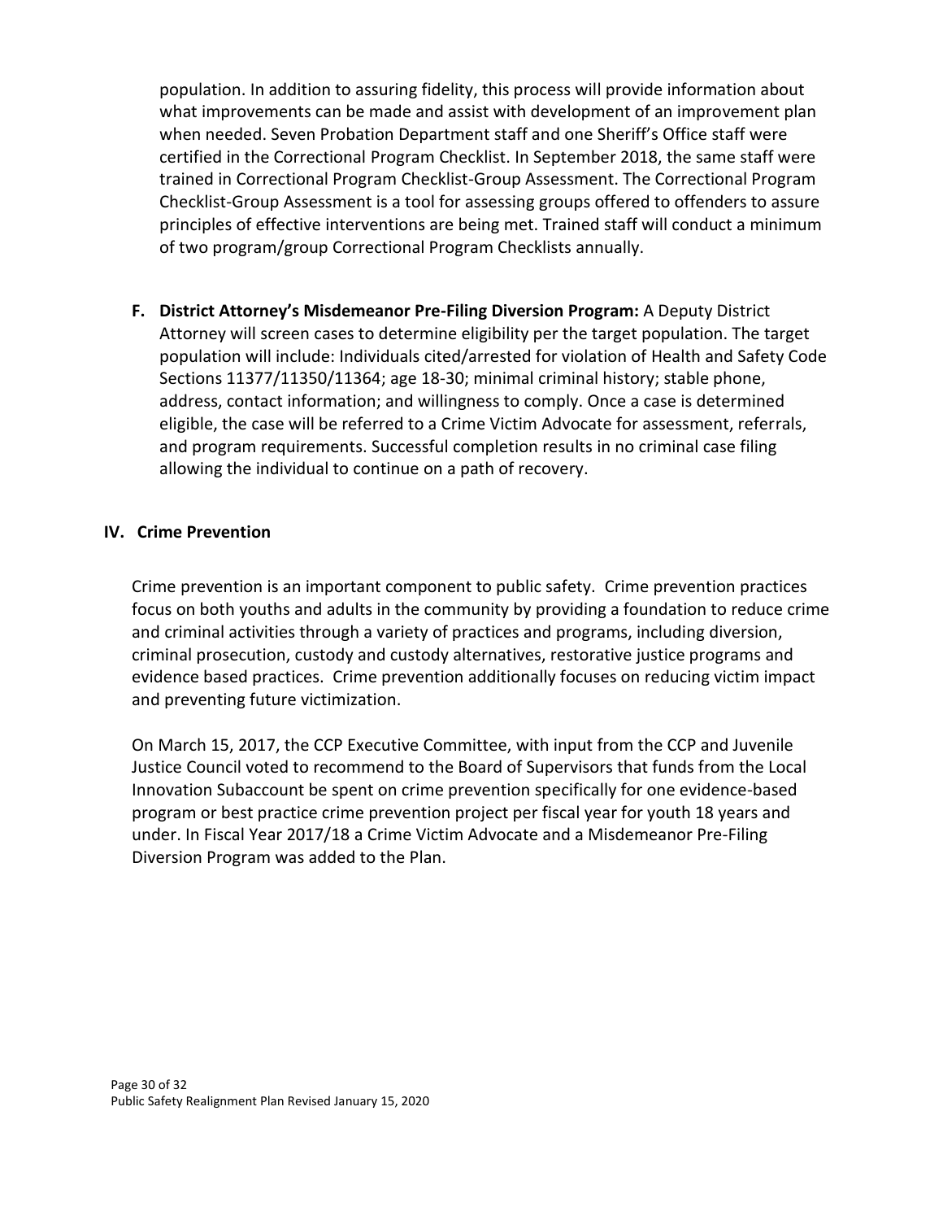population. In addition to assuring fidelity, this process will provide information about what improvements can be made and assist with development of an improvement plan when needed. Seven Probation Department staff and one Sheriff's Office staff were certified in the Correctional Program Checklist. In September 2018, the same staff were trained in Correctional Program Checklist-Group Assessment. The Correctional Program Checklist-Group Assessment is a tool for assessing groups offered to offenders to assure principles of effective interventions are being met. Trained staff will conduct a minimum of two program/group Correctional Program Checklists annually.

**F. District Attorney's Misdemeanor Pre-Filing Diversion Program:** A Deputy District Attorney will screen cases to determine eligibility per the target population. The target population will include: Individuals cited/arrested for violation of Health and Safety Code Sections 11377/11350/11364; age 18-30; minimal criminal history; stable phone, address, contact information; and willingness to comply. Once a case is determined eligible, the case will be referred to a Crime Victim Advocate for assessment, referrals, and program requirements. Successful completion results in no criminal case filing allowing the individual to continue on a path of recovery.

## IV. Crime Prevention

Crime prevention is an important component to public safety. Crime prevention practices focus on both youths and adults in the community by providing a foundation to reduce crime and criminal activities through a variety of practices and programs, including diversion, criminal prosecution, custody and custody alternatives, restorative justice programs and evidence based practices. Crime prevention additionally focuses on reducing victim impact and preventing future victimization.

On March 15, 2017, the CCP Executive Committee, with input from the CCP and Juvenile Justice Council voted to recommend to the Board of Supervisors that funds from the Local Innovation Subaccount be spent on crime prevention specifically for one evidence-based program or best practice crime prevention project per fiscal year for youth 18 years and under. In Fiscal Year 2017/18 a Crime Victim Advocate and a Misdemeanor Pre-Filing Diversion Program was added to the Plan.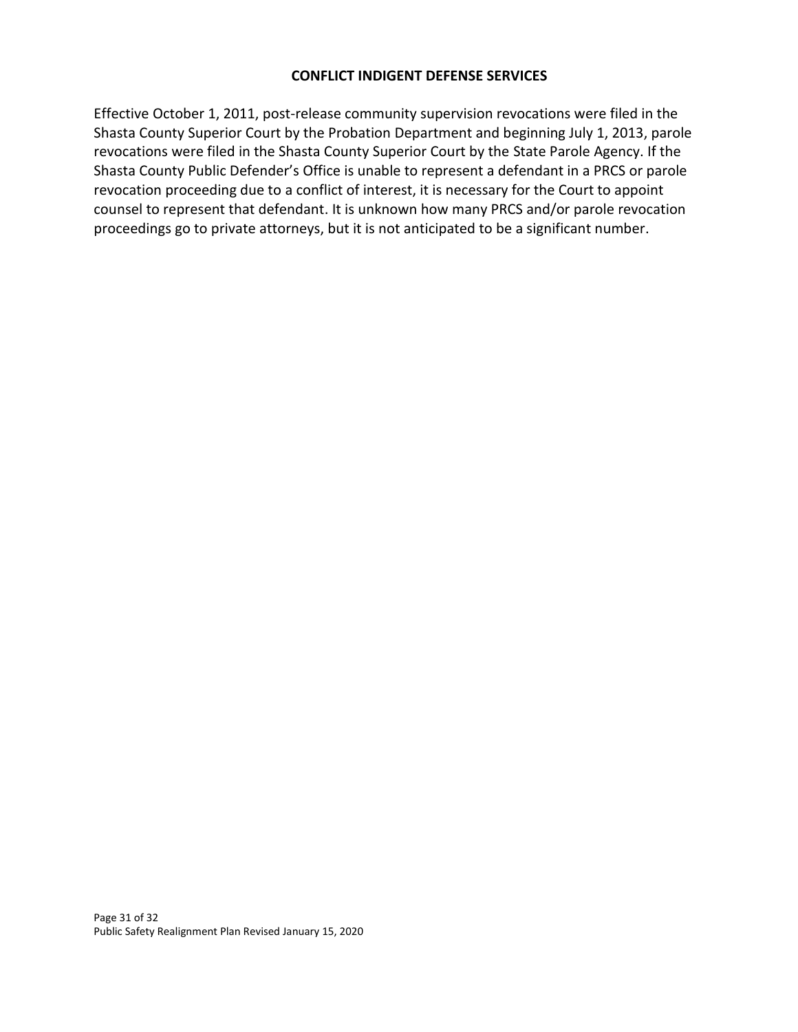## CONFLICT INDIGENT DEFENSE SERVICES

Effective October 1, 2011, post-release community supervision revocations were filed in the Shasta County Superior Court by the Probation Department and beginning July 1, 2013, parole revocations were filed in the Shasta County Superior Court by the State Parole Agency. If the Shasta County Public Defender's Office is unable to represent a defendant in a PRCS or parole revocation proceeding due to a conflict of interest, it is necessary for the Court to appoint counsel to represent that defendant. It is unknown how many PRCS and/or parole revocation proceedings go to private attorneys, but it is not anticipated to be a significant number.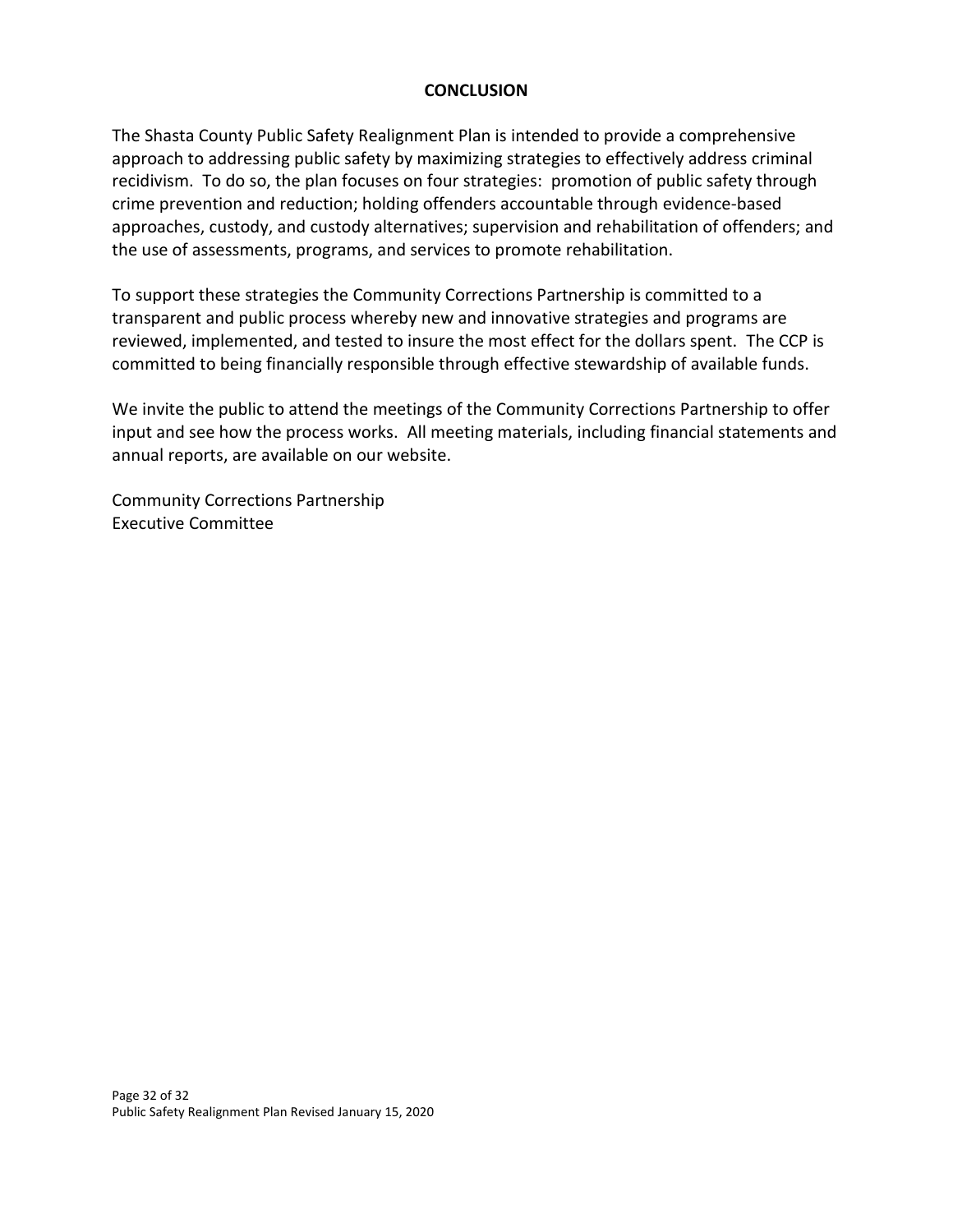## CONCLUSION

The Shasta County Public Safety Realignment Plan is intended to provide a comprehensive approach to addressing public safety by maximizing strategies to effectively address criminal recidivism. To do so, the plan focuses on four strategies: promotion of public safety through crime prevention and reduction; holding offenders accountable through evidence-based approaches, custody, and custody alternatives; supervision and rehabilitation of offenders; and the use of assessments, programs, and services to promote rehabilitation.

To support these strategies the Community Corrections Partnership is committed to a transparent and public process whereby new and innovative strategies and programs are reviewed, implemented, and tested to insure the most effect for the dollars spent. The CCP is committed to being financially responsible through effective stewardship of available funds.

We invite the public to attend the meetings of the Community Corrections Partnership to offer input and see how the process works. All meeting materials, including financial statements and annual reports, are available on our website.

Community Corrections Partnership
Executive Committee